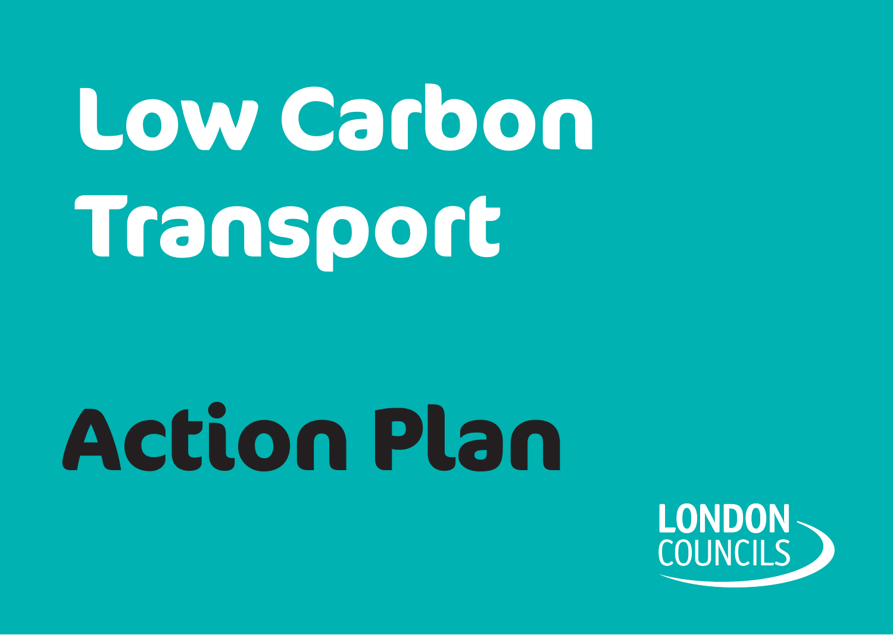# Low Carbon Transport

# Action Plan

LONDON COUNCILS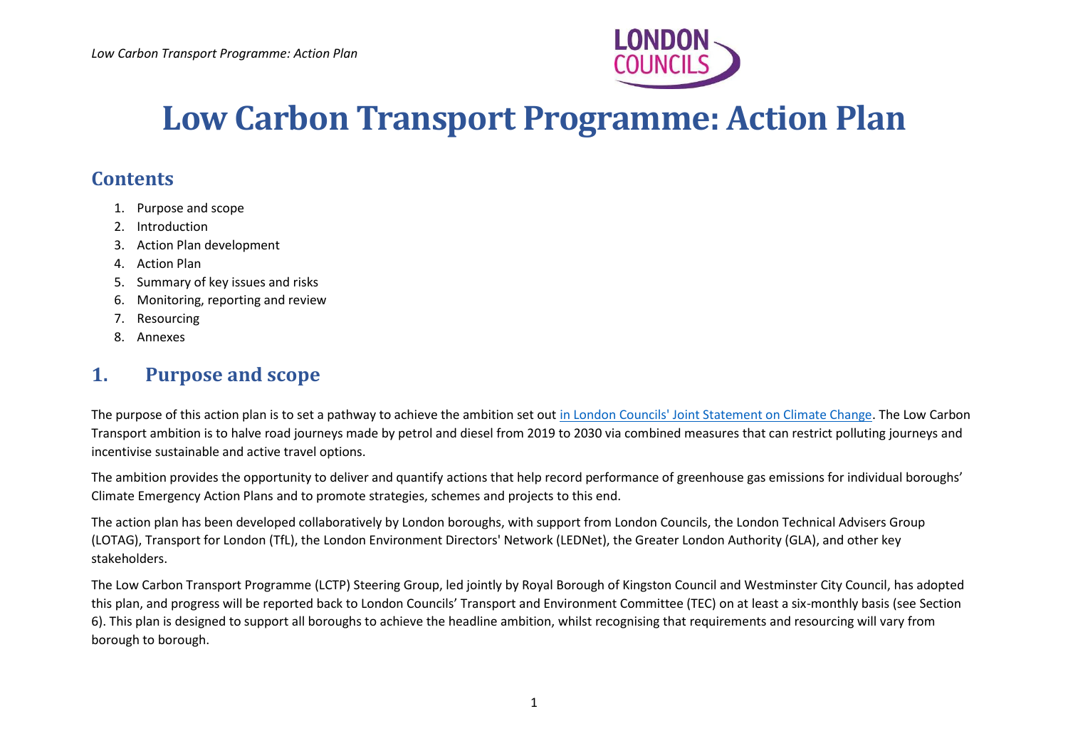# Low Carbon Transport Programme: Action Plan

## Contents

1. Purpose and scope
2. Introduction
3. Action Plan development
4. Action Plan
5. Summary of key issues and risks
6. Monitoring, reporting and review
7. Resourcing
8. Annexes

## 1. Purpose and scope

The purpose of this action plan is to set a pathway to achieve the ambition set out [in London Councils' Joint Statement on Climate Change](). The Low Carbon Transport ambition is to halve road journeys made by petrol and diesel from 2019 to 2030 via combined measures that can restrict polluting journeys and incentivise sustainable and active travel options.

The ambition provides the opportunity to deliver and quantify actions that help record performance of greenhouse gas emissions for individual boroughs' Climate Emergency Action Plans and to promote strategies, schemes and projects to this end.

The action plan has been developed collaboratively by London boroughs, with support from London Councils, the London Technical Advisers Group (LOTAG), Transport for London (TfL), the London Environment Directors' Network (LEDNet), the Greater London Authority (GLA), and other key stakeholders.

The Low Carbon Transport Programme (LCTP) Steering Group, led jointly by Royal Borough of Kingston Council and Westminster City Council, has adopted this plan, and progress will be reported back to London Councils' Transport and Environment Committee (TEC) on at least a six-monthly basis (see Section 6). This plan is designed to support all boroughs to achieve the headline ambition, whilst recognising that requirements and resourcing will vary from borough to borough.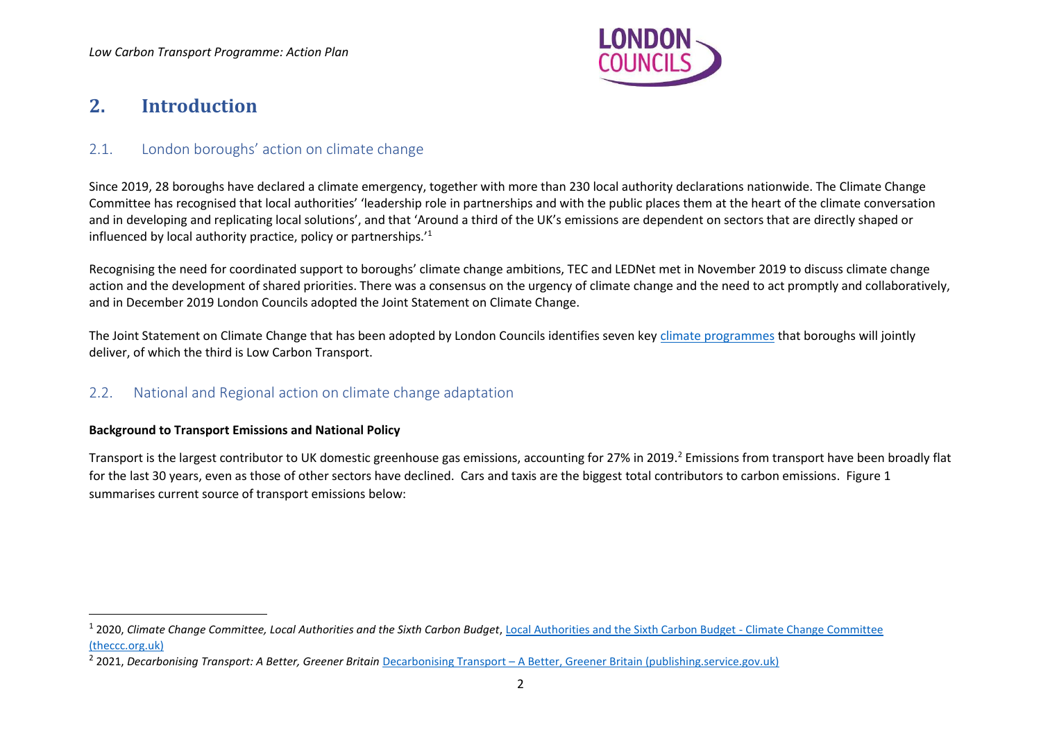## 2. Introduction

### 2.1. London boroughs' action on climate change

Since 2019, 28 boroughs have declared a climate emergency, together with more than 230 local authority declarations nationwide. The Climate Change Committee has recognised that local authorities' 'leadership role in partnerships and with the public places them at the heart of the climate conversation and in developing and replicating local solutions', and that 'Around a third of the UK's emissions are dependent on sectors that are directly shaped or influenced by local authority practice, policy or partnerships.'[1]

Recognising the need for coordinated support to boroughs' climate change ambitions, TEC and LEDNet met in November 2019 to discuss climate change action and the development of shared priorities. There was a consensus on the urgency of climate change and the need to act promptly and collaboratively, and in December 2019 London Councils adopted the Joint Statement on Climate Change.

The Joint Statement on Climate Change that has been adopted by London Councils identifies seven key climate programmes that boroughs will jointly deliver, of which the third is Low Carbon Transport.

### 2.2. National and Regional action on climate change adaptation

**Background to Transport Emissions and National Policy**

Transport is the largest contributor to UK domestic greenhouse gas emissions, accounting for 27% in 2019.[2] Emissions from transport have been broadly flat for the last 30 years, even as those of other sectors have declined. Cars and taxis are the biggest total contributors to carbon emissions. Figure 1 summarises current source of transport emissions below:

---

[1] 2020, *Climate Change Committee, Local Authorities and the Sixth Carbon Budget*, Local Authorities and the Sixth Carbon Budget - Climate Change Committee (theccc.org.uk)

[2] 2021, *Decarbonising Transport: A Better, Greener Britain* Decarbonising Transport – A Better, Greener Britain (publishing.service.gov.uk)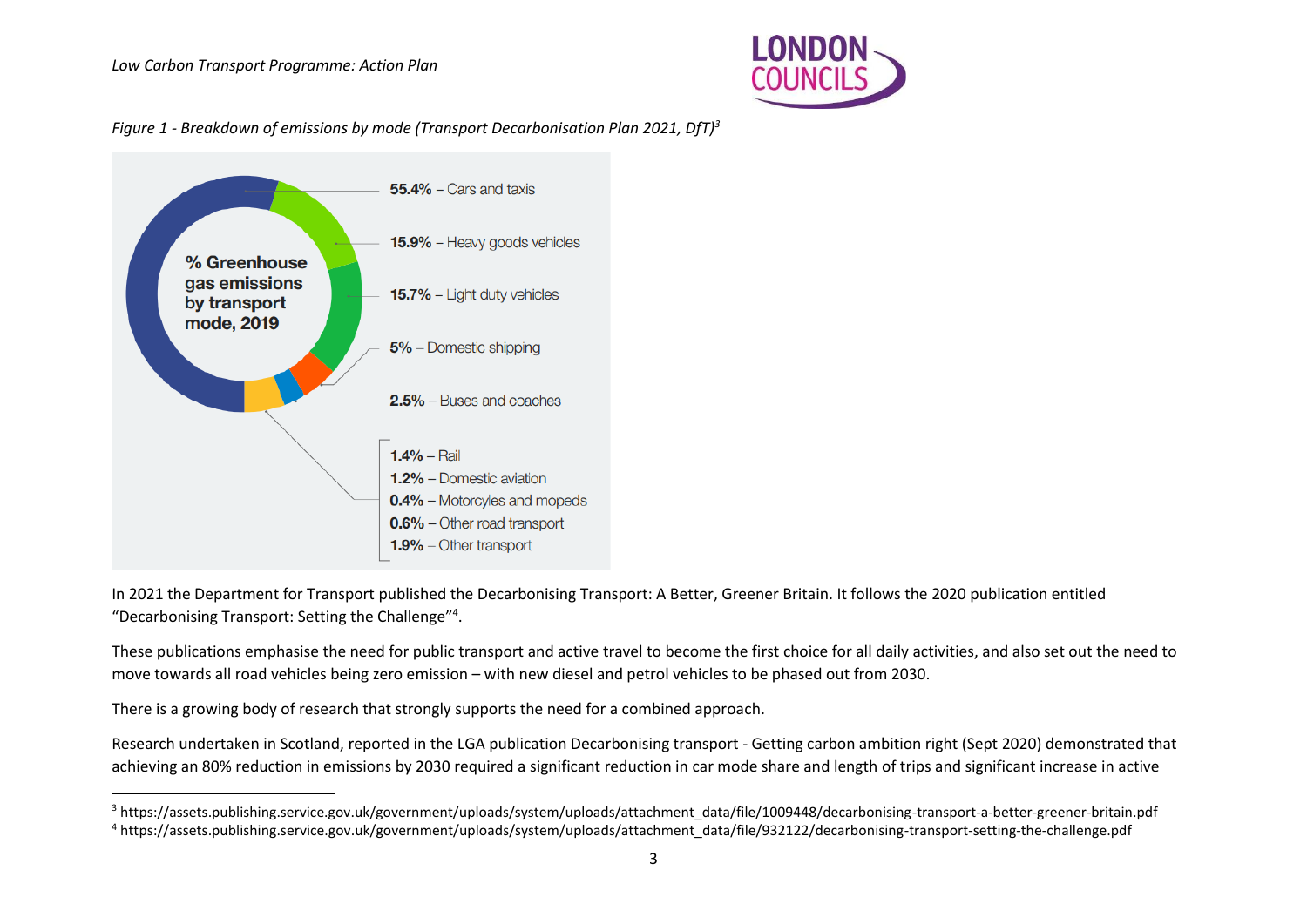*Figure 1 - Breakdown of emissions by mode (Transport Decarbonisation Plan 2021, DfT)[3]*

**% Greenhouse gas emissions by transport mode, 2019**

- **55.4%** – Cars and taxis
- **15.9%** – Heavy goods vehicles
- **15.7%** – Light duty vehicles
- **5%** – Domestic shipping
- **2.5%** – Buses and coaches
- **1.4%** – Rail
- **1.2%** – Domestic aviation
- **0.4%** – Motorcyles and mopeds
- **0.6%** – Other road transport
- **1.9%** – Other transport

In 2021 the Department for Transport published the Decarbonising Transport: A Better, Greener Britain. It follows the 2020 publication entitled "Decarbonising Transport: Setting the Challenge"[4].

These publications emphasise the need for public transport and active travel to become the first choice for all daily activities, and also set out the need to move towards all road vehicles being zero emission – with new diesel and petrol vehicles to be phased out from 2030.

There is a growing body of research that strongly supports the need for a combined approach.

Research undertaken in Scotland, reported in the LGA publication Decarbonising transport - Getting carbon ambition right (Sept 2020) demonstrated that achieving an 80% reduction in emissions by 2030 required a significant reduction in car mode share and length of trips and significant increase in active

---

[3] https://assets.publishing.service.gov.uk/government/uploads/system/uploads/attachment_data/file/1009448/decarbonising-transport-a-better-greener-britain.pdf

[4] https://assets.publishing.service.gov.uk/government/uploads/system/uploads/attachment_data/file/932122/decarbonising-transport-setting-the-challenge.pdf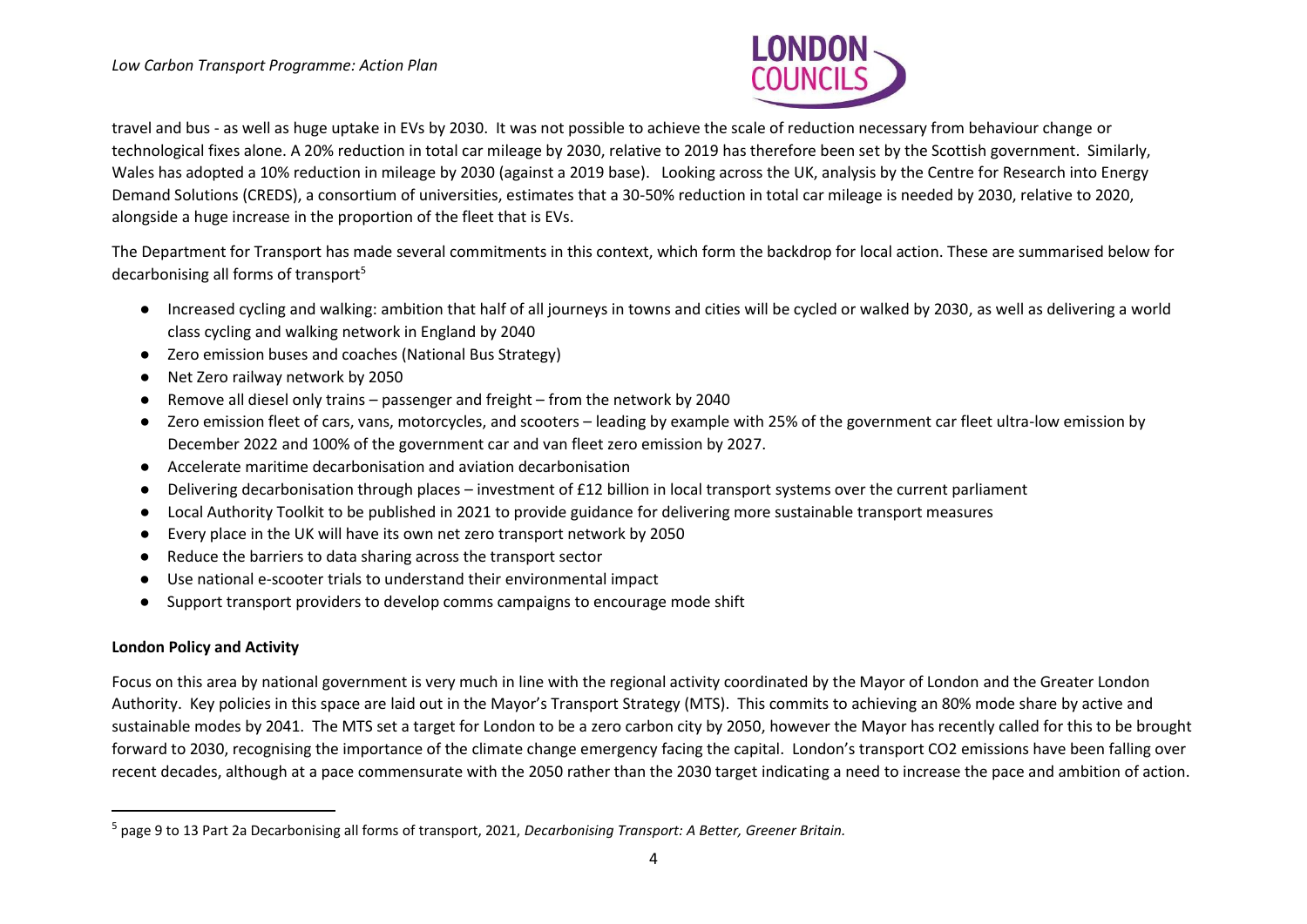travel and bus - as well as huge uptake in EVs by 2030. It was not possible to achieve the scale of reduction necessary from behaviour change or technological fixes alone. A 20% reduction in total car mileage by 2030, relative to 2019 has therefore been set by the Scottish government. Similarly, Wales has adopted a 10% reduction in mileage by 2030 (against a 2019 base). Looking across the UK, analysis by the Centre for Research into Energy Demand Solutions (CREDS), a consortium of universities, estimates that a 30-50% reduction in total car mileage is needed by 2030, relative to 2020, alongside a huge increase in the proportion of the fleet that is EVs.

The Department for Transport has made several commitments in this context, which form the backdrop for local action. These are summarised below for decarbonising all forms of transport[5]

- Increased cycling and walking: ambition that half of all journeys in towns and cities will be cycled or walked by 2030, as well as delivering a world class cycling and walking network in England by 2040
- Zero emission buses and coaches (National Bus Strategy)
- Net Zero railway network by 2050
- Remove all diesel only trains – passenger and freight – from the network by 2040
- Zero emission fleet of cars, vans, motorcycles, and scooters – leading by example with 25% of the government car fleet ultra-low emission by December 2022 and 100% of the government car and van fleet zero emission by 2027.
- Accelerate maritime decarbonisation and aviation decarbonisation
- Delivering decarbonisation through places – investment of £12 billion in local transport systems over the current parliament
- Local Authority Toolkit to be published in 2021 to provide guidance for delivering more sustainable transport measures
- Every place in the UK will have its own net zero transport network by 2050
- Reduce the barriers to data sharing across the transport sector
- Use national e-scooter trials to understand their environmental impact
- Support transport providers to develop comms campaigns to encourage mode shift

**London Policy and Activity**

Focus on this area by national government is very much in line with the regional activity coordinated by the Mayor of London and the Greater London Authority. Key policies in this space are laid out in the Mayor's Transport Strategy (MTS). This commits to achieving an 80% mode share by active and sustainable modes by 2041. The MTS set a target for London to be a zero carbon city by 2050, however the Mayor has recently called for this to be brought forward to 2030, recognising the importance of the climate change emergency facing the capital. London's transport $CO_2$ emissions have been falling over recent decades, although at a pace commensurate with the 2050 rather than the 2030 target indicating a need to increase the pace and ambition of action.

[5] page 9 to 13 Part 2a Decarbonising all forms of transport, 2021, *Decarbonising Transport: A Better, Greener Britain.*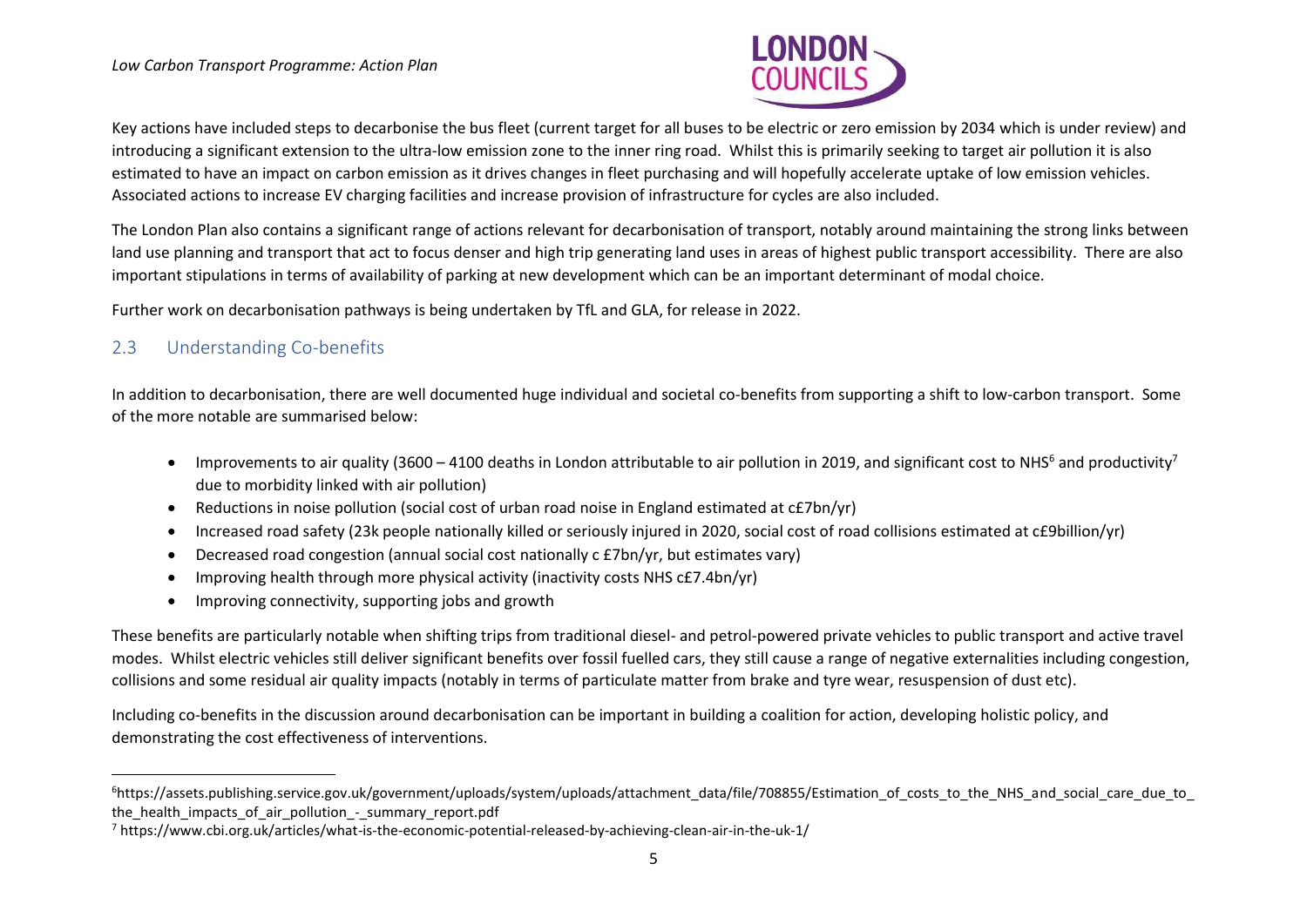Key actions have included steps to decarbonise the bus fleet (current target for all buses to be electric or zero emission by 2034 which is under review) and introducing a significant extension to the ultra-low emission zone to the inner ring road. Whilst this is primarily seeking to target air pollution it is also estimated to have an impact on carbon emission as it drives changes in fleet purchasing and will hopefully accelerate uptake of low emission vehicles. Associated actions to increase EV charging facilities and increase provision of infrastructure for cycles are also included.

The London Plan also contains a significant range of actions relevant for decarbonisation of transport, notably around maintaining the strong links between land use planning and transport that act to focus denser and high trip generating land uses in areas of highest public transport accessibility. There are also important stipulations in terms of availability of parking at new development which can be an important determinant of modal choice.

Further work on decarbonisation pathways is being undertaken by TfL and GLA, for release in 2022.

## 2.3 Understanding Co-benefits

In addition to decarbonisation, there are well documented huge individual and societal co-benefits from supporting a shift to low-carbon transport. Some of the more notable are summarised below:

- Improvements to air quality (3600 – 4100 deaths in London attributable to air pollution in 2019, and significant cost to NHS[6] and productivity[7] due to morbidity linked with air pollution)
- Reductions in noise pollution (social cost of urban road noise in England estimated at c£7bn/yr)
- Increased road safety (23k people nationally killed or seriously injured in 2020, social cost of road collisions estimated at c£9billion/yr)
- Decreased road congestion (annual social cost nationally c £7bn/yr, but estimates vary)
- Improving health through more physical activity (inactivity costs NHS c£7.4bn/yr)
- Improving connectivity, supporting jobs and growth

These benefits are particularly notable when shifting trips from traditional diesel- and petrol-powered private vehicles to public transport and active travel modes. Whilst electric vehicles still deliver significant benefits over fossil fuelled cars, they still cause a range of negative externalities including congestion, collisions and some residual air quality impacts (notably in terms of particulate matter from brake and tyre wear, resuspension of dust etc).

Including co-benefits in the discussion around decarbonisation can be important in building a coalition for action, developing holistic policy, and demonstrating the cost effectiveness of interventions.

---

[6] https://assets.publishing.service.gov.uk/government/uploads/system/uploads/attachment_data/file/708855/Estimation_of_costs_to_the_NHS_and_social_care_due_to_the_health_impacts_of_air_pollution_-_summary_report.pdf

[7] https://www.cbi.org.uk/articles/what-is-the-economic-potential-released-by-achieving-clean-air-in-the-uk-1/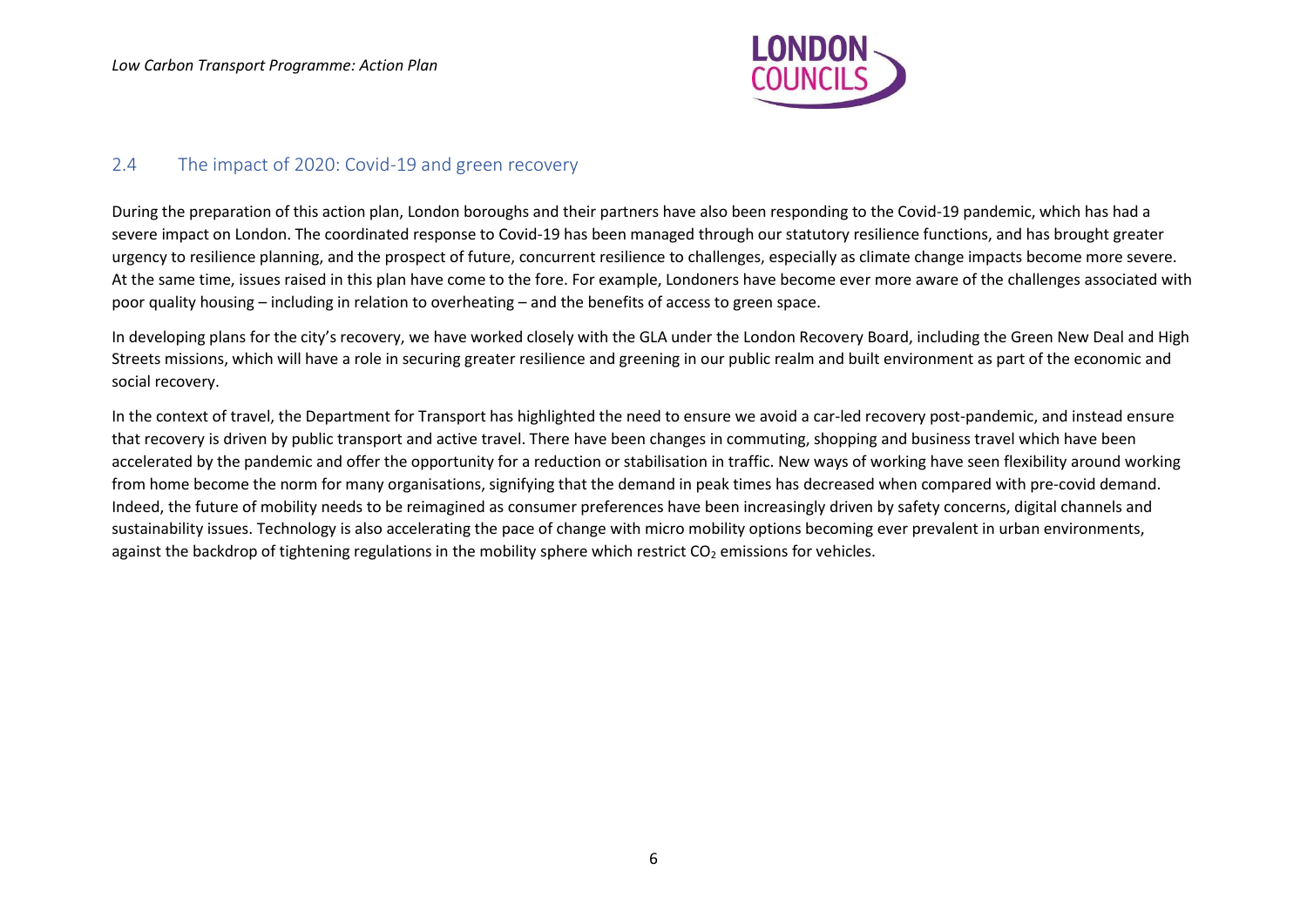## 2.4 The impact of 2020: Covid-19 and green recovery

During the preparation of this action plan, London boroughs and their partners have also been responding to the Covid-19 pandemic, which has had a severe impact on London. The coordinated response to Covid-19 has been managed through our statutory resilience functions, and has brought greater urgency to resilience planning, and the prospect of future, concurrent resilience to challenges, especially as climate change impacts become more severe. At the same time, issues raised in this plan have come to the fore. For example, Londoners have become ever more aware of the challenges associated with poor quality housing – including in relation to overheating – and the benefits of access to green space.

In developing plans for the city's recovery, we have worked closely with the GLA under the London Recovery Board, including the Green New Deal and High Streets missions, which will have a role in securing greater resilience and greening in our public realm and built environment as part of the economic and social recovery.

In the context of travel, the Department for Transport has highlighted the need to ensure we avoid a car-led recovery post-pandemic, and instead ensure that recovery is driven by public transport and active travel. There have been changes in commuting, shopping and business travel which have been accelerated by the pandemic and offer the opportunity for a reduction or stabilisation in traffic. New ways of working have seen flexibility around working from home become the norm for many organisations, signifying that the demand in peak times has decreased when compared with pre-covid demand. Indeed, the future of mobility needs to be reimagined as consumer preferences have been increasingly driven by safety concerns, digital channels and sustainability issues. Technology is also accelerating the pace of change with micro mobility options becoming ever prevalent in urban environments, against the backdrop of tightening regulations in the mobility sphere which restrict $CO_2$ emissions for vehicles.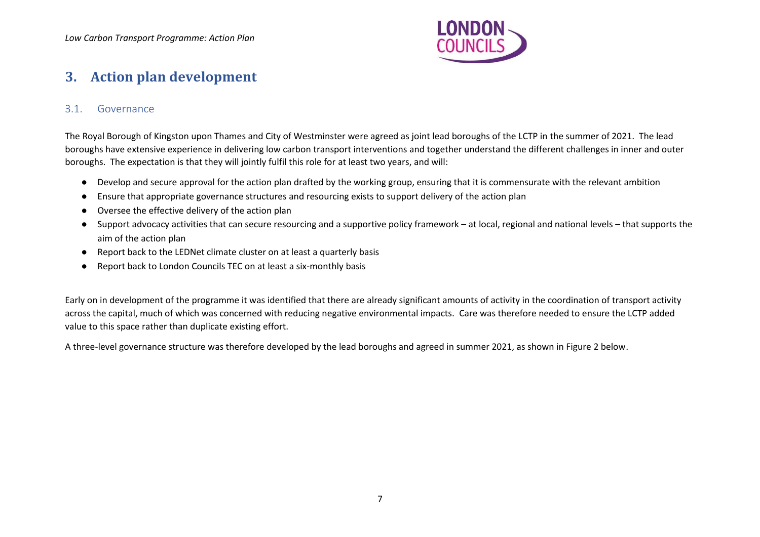## 3. Action plan development

### 3.1. Governance

The Royal Borough of Kingston upon Thames and City of Westminster were agreed as joint lead boroughs of the LCTP in the summer of 2021. The lead boroughs have extensive experience in delivering low carbon transport interventions and together understand the different challenges in inner and outer boroughs. The expectation is that they will jointly fulfil this role for at least two years, and will:

- Develop and secure approval for the action plan drafted by the working group, ensuring that it is commensurate with the relevant ambition
- Ensure that appropriate governance structures and resourcing exists to support delivery of the action plan
- Oversee the effective delivery of the action plan
- Support advocacy activities that can secure resourcing and a supportive policy framework – at local, regional and national levels – that supports the aim of the action plan
- Report back to the LEDNet climate cluster on at least a quarterly basis
- Report back to London Councils TEC on at least a six-monthly basis

Early on in development of the programme it was identified that there are already significant amounts of activity in the coordination of transport activity across the capital, much of which was concerned with reducing negative environmental impacts. Care was therefore needed to ensure the LCTP added value to this space rather than duplicate existing effort.

A three-level governance structure was therefore developed by the lead boroughs and agreed in summer 2021, as shown in Figure 2 below.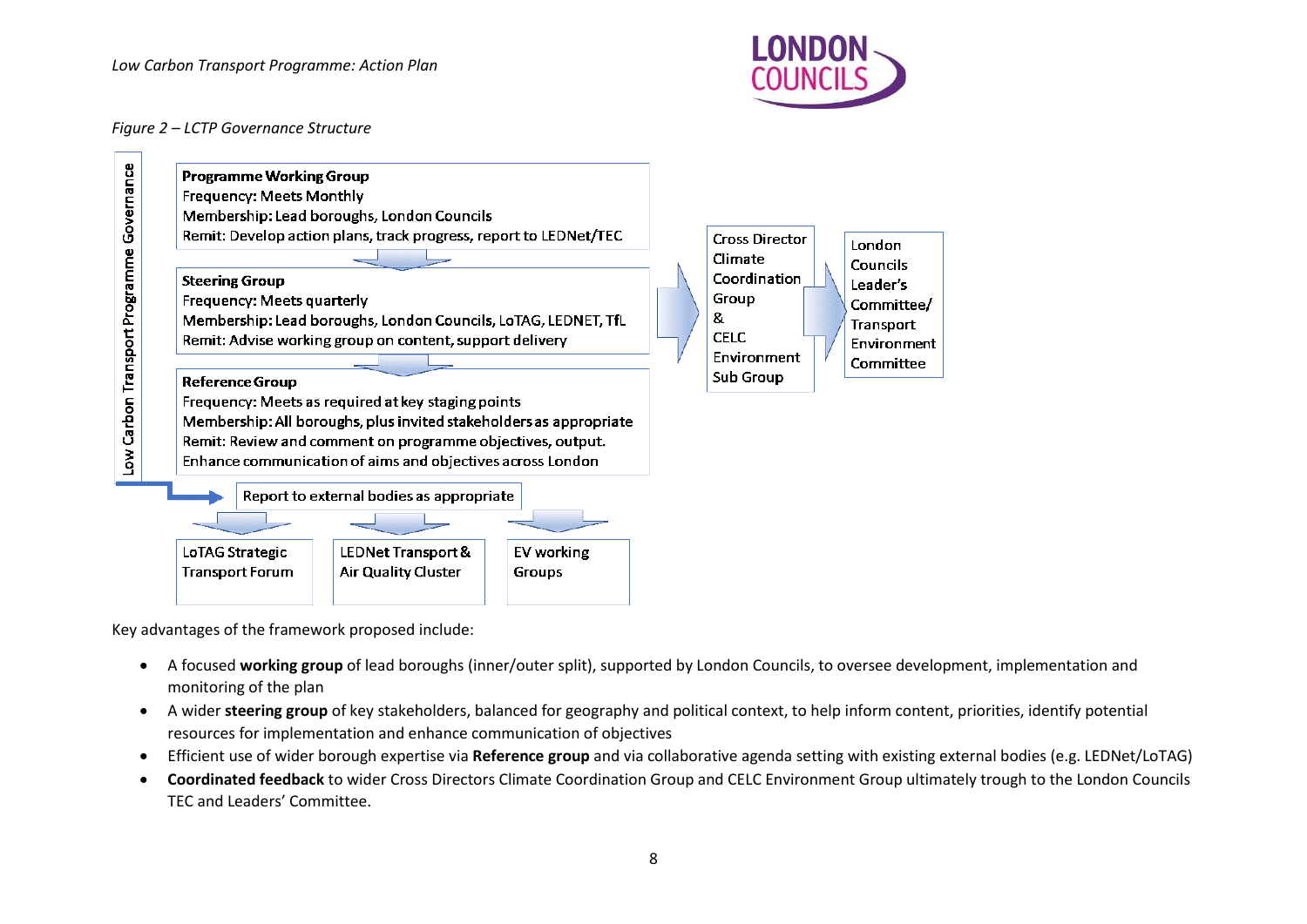*Figure 2 – LCTP Governance Structure*

**Low Carbon Transport Programme Governance**

**Programme Working Group**
Frequency: Meets Monthly
Membership: Lead boroughs, London Councils
Remit: Develop action plans, track progress, report to LEDNet/TEC

**Steering Group**
Frequency: Meets quarterly
Membership: Lead boroughs, London Councils, LoTAG, LEDNET, TfL
Remit: Advise working group on content, support delivery

**Reference Group**
Frequency: Meets as required at key staging points
Membership: All boroughs, plus invited stakeholders as appropriate
Remit: Review and comment on programme objectives, output.
Enhance communication of aims and objectives across London

Cross Director Climate Coordination Group & CELC Environment Sub Group

London Councils Leader's Committee/ Transport Environment Committee

Report to external bodies as appropriate

- LoTAG Strategic Transport Forum
- LEDNet Transport & Air Quality Cluster
- EV working Groups

Key advantages of the framework proposed include:

- A focused **working group** of lead boroughs (inner/outer split), supported by London Councils, to oversee development, implementation and monitoring of the plan
- A wider **steering group** of key stakeholders, balanced for geography and political context, to help inform content, priorities, identify potential resources for implementation and enhance communication of objectives
- Efficient use of wider borough expertise via **Reference group** and via collaborative agenda setting with existing external bodies (e.g. LEDNet/LoTAG)
- **Coordinated feedback** to wider Cross Directors Climate Coordination Group and CELC Environment Group ultimately trough to the London Councils TEC and Leaders' Committee.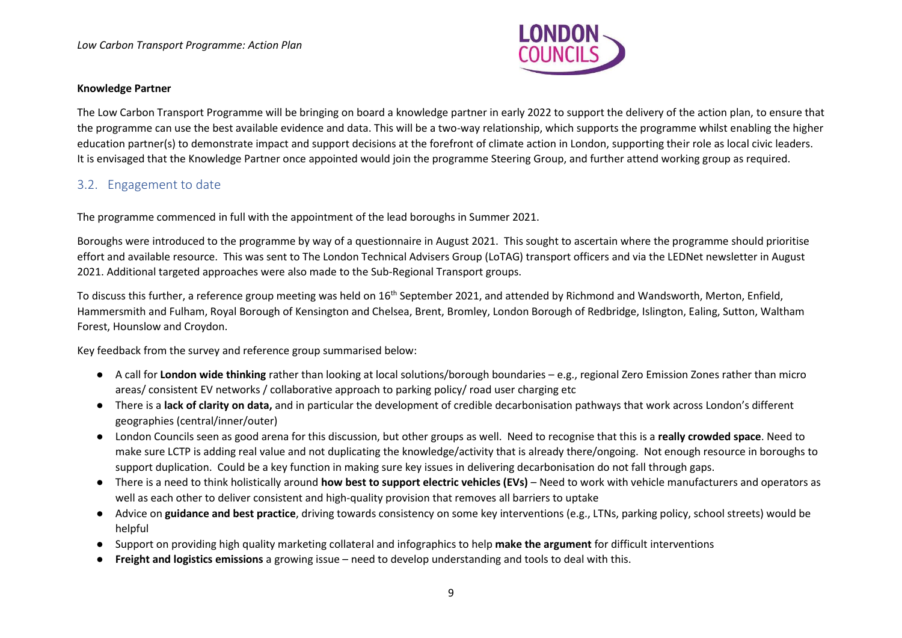**Knowledge Partner**

The Low Carbon Transport Programme will be bringing on board a knowledge partner in early 2022 to support the delivery of the action plan, to ensure that the programme can use the best available evidence and data. This will be a two-way relationship, which supports the programme whilst enabling the higher education partner(s) to demonstrate impact and support decisions at the forefront of climate action in London, supporting their role as local civic leaders. It is envisaged that the Knowledge Partner once appointed would join the programme Steering Group, and further attend working group as required.

## 3.2. Engagement to date

The programme commenced in full with the appointment of the lead boroughs in Summer 2021.

Boroughs were introduced to the programme by way of a questionnaire in August 2021. This sought to ascertain where the programme should prioritise effort and available resource. This was sent to The London Technical Advisers Group (LoTAG) transport officers and via the LEDNet newsletter in August 2021. Additional targeted approaches were also made to the Sub-Regional Transport groups.

To discuss this further, a reference group meeting was held on 16th September 2021, and attended by Richmond and Wandsworth, Merton, Enfield, Hammersmith and Fulham, Royal Borough of Kensington and Chelsea, Brent, Bromley, London Borough of Redbridge, Islington, Ealing, Sutton, Waltham Forest, Hounslow and Croydon.

Key feedback from the survey and reference group summarised below:

- A call for **London wide thinking** rather than looking at local solutions/borough boundaries – e.g., regional Zero Emission Zones rather than micro areas/ consistent EV networks / collaborative approach to parking policy/ road user charging etc
- There is a **lack of clarity on data,** and in particular the development of credible decarbonisation pathways that work across London's different geographies (central/inner/outer)
- London Councils seen as good arena for this discussion, but other groups as well. Need to recognise that this is a **really crowded space**. Need to make sure LCTP is adding real value and not duplicating the knowledge/activity that is already there/ongoing. Not enough resource in boroughs to support duplication. Could be a key function in making sure key issues in delivering decarbonisation do not fall through gaps.
- There is a need to think holistically around **how best to support electric vehicles (EVs)** – Need to work with vehicle manufacturers and operators as well as each other to deliver consistent and high-quality provision that removes all barriers to uptake
- Advice on **guidance and best practice**, driving towards consistency on some key interventions (e.g., LTNs, parking policy, school streets) would be helpful
- Support on providing high quality marketing collateral and infographics to help **make the argument** for difficult interventions
- **Freight and logistics emissions** a growing issue – need to develop understanding and tools to deal with this.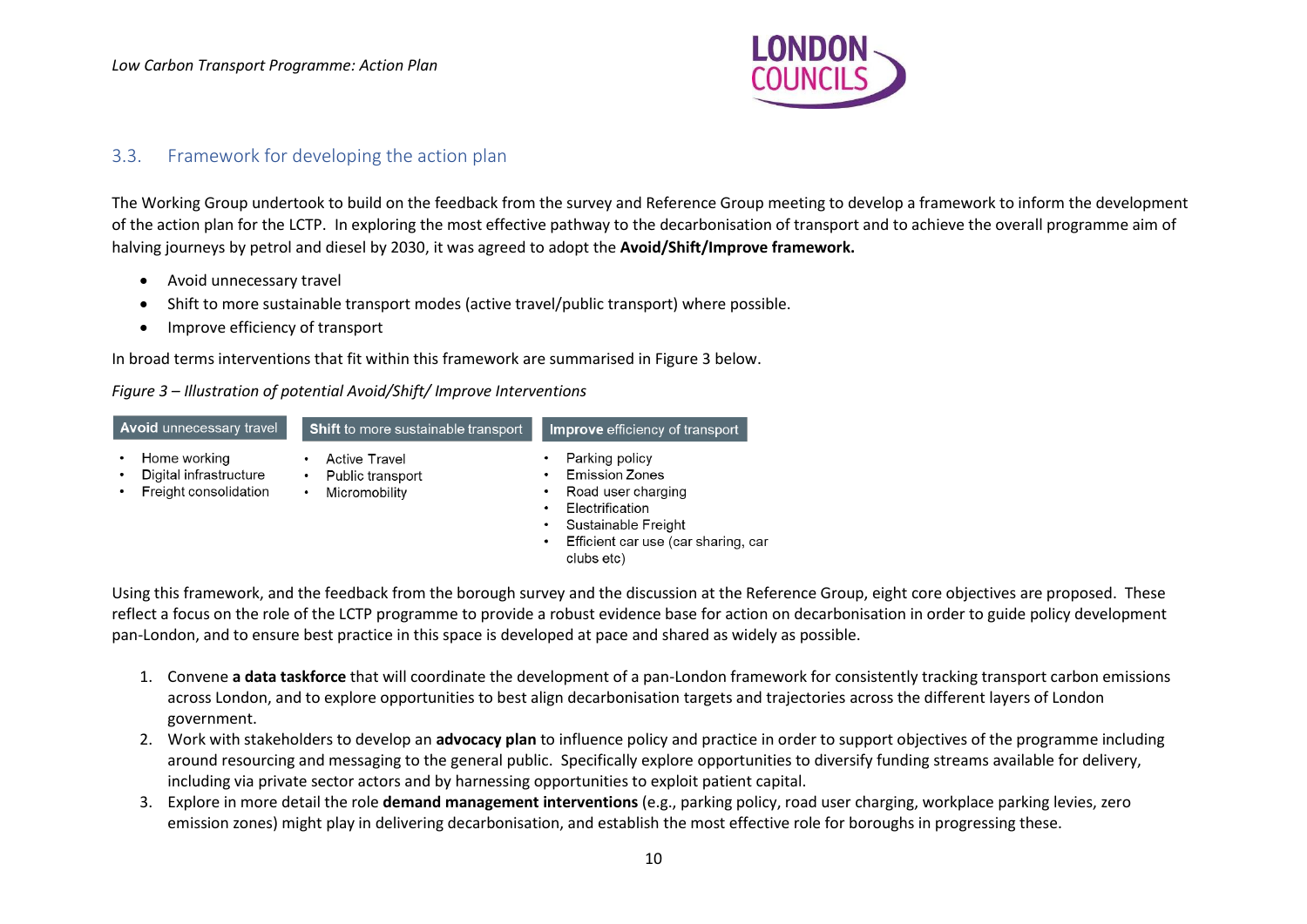## 3.3. Framework for developing the action plan

The Working Group undertook to build on the feedback from the survey and Reference Group meeting to develop a framework to inform the development of the action plan for the LCTP. In exploring the most effective pathway to the decarbonisation of transport and to achieve the overall programme aim of halving journeys by petrol and diesel by 2030, it was agreed to adopt the **Avoid/Shift/Improve framework.**

- Avoid unnecessary travel
- Shift to more sustainable transport modes (active travel/public transport) where possible.
- Improve efficiency of transport

In broad terms interventions that fit within this framework are summarised in Figure 3 below.

*Figure 3 – Illustration of potential Avoid/Shift/ Improve Interventions*

| **Avoid** unnecessary travel | **Shift** to more sustainable transport | **Improve** efficiency of transport |
|---|---|---|
| • Home working<br>• Digital infrastructure<br>• Freight consolidation | • Active Travel<br>• Public transport<br>• Micromobility | • Parking policy<br>• Emission Zones<br>• Road user charging<br>• Electrification<br>• Sustainable Freight<br>• Efficient car use (car sharing, car clubs etc) |

Using this framework, and the feedback from the borough survey and the discussion at the Reference Group, eight core objectives are proposed. These reflect a focus on the role of the LCTP programme to provide a robust evidence base for action on decarbonisation in order to guide policy development pan-London, and to ensure best practice in this space is developed at pace and shared as widely as possible.

1. Convene **a data taskforce** that will coordinate the development of a pan-London framework for consistently tracking transport carbon emissions across London, and to explore opportunities to best align decarbonisation targets and trajectories across the different layers of London government.
2. Work with stakeholders to develop an **advocacy plan** to influence policy and practice in order to support objectives of the programme including around resourcing and messaging to the general public. Specifically explore opportunities to diversify funding streams available for delivery, including via private sector actors and by harnessing opportunities to exploit patient capital.
3. Explore in more detail the role **demand management interventions** (e.g., parking policy, road user charging, workplace parking levies, zero emission zones) might play in delivering decarbonisation, and establish the most effective role for boroughs in progressing these.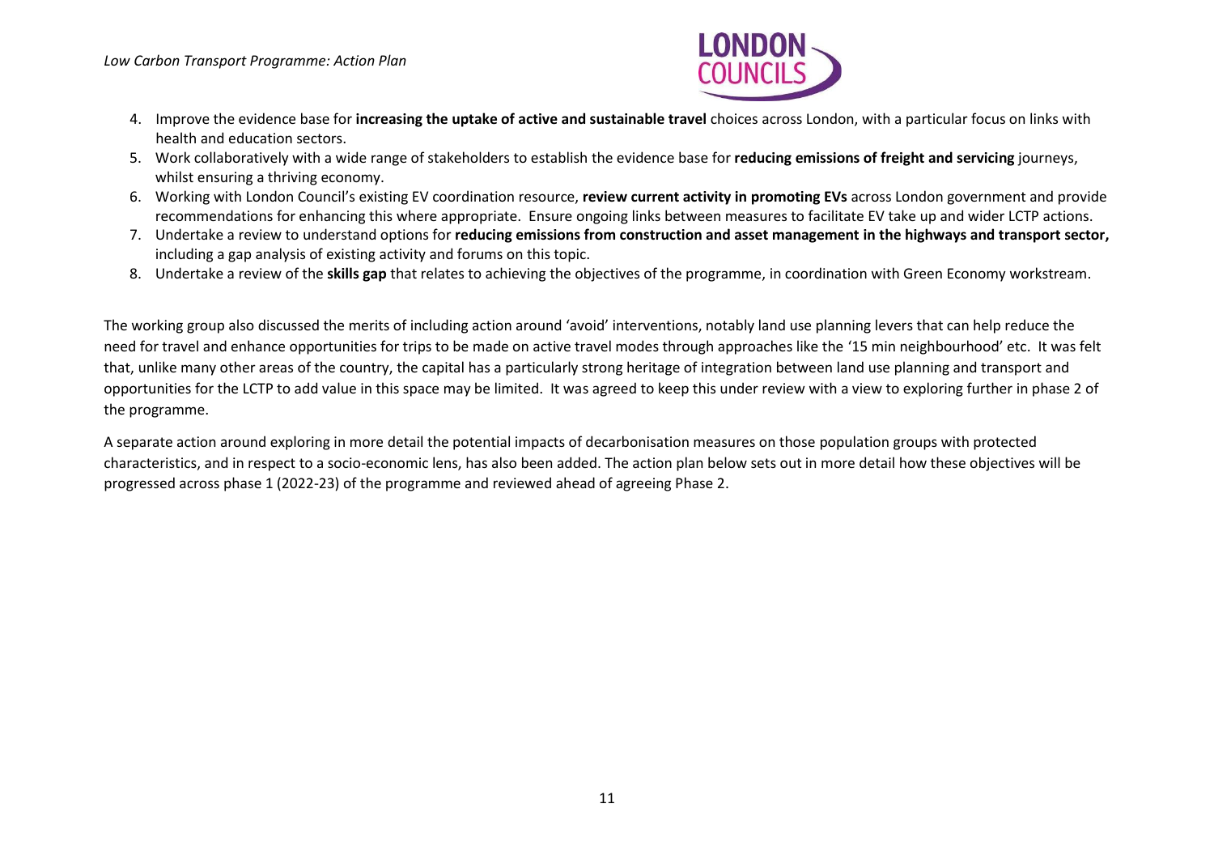4. Improve the evidence base for **increasing the uptake of active and sustainable travel** choices across London, with a particular focus on links with health and education sectors.
5. Work collaboratively with a wide range of stakeholders to establish the evidence base for **reducing emissions of freight and servicing** journeys, whilst ensuring a thriving economy.
6. Working with London Council's existing EV coordination resource, **review current activity in promoting EVs** across London government and provide recommendations for enhancing this where appropriate. Ensure ongoing links between measures to facilitate EV take up and wider LCTP actions.
7. Undertake a review to understand options for **reducing emissions from construction and asset management in the highways and transport sector,** including a gap analysis of existing activity and forums on this topic.
8. Undertake a review of the **skills gap** that relates to achieving the objectives of the programme, in coordination with Green Economy workstream.

The working group also discussed the merits of including action around 'avoid' interventions, notably land use planning levers that can help reduce the need for travel and enhance opportunities for trips to be made on active travel modes through approaches like the '15 min neighbourhood' etc. It was felt that, unlike many other areas of the country, the capital has a particularly strong heritage of integration between land use planning and transport and opportunities for the LCTP to add value in this space may be limited. It was agreed to keep this under review with a view to exploring further in phase 2 of the programme.

A separate action around exploring in more detail the potential impacts of decarbonisation measures on those population groups with protected characteristics, and in respect to a socio-economic lens, has also been added. The action plan below sets out in more detail how these objectives will be progressed across phase 1 (2022-23) of the programme and reviewed ahead of agreeing Phase 2.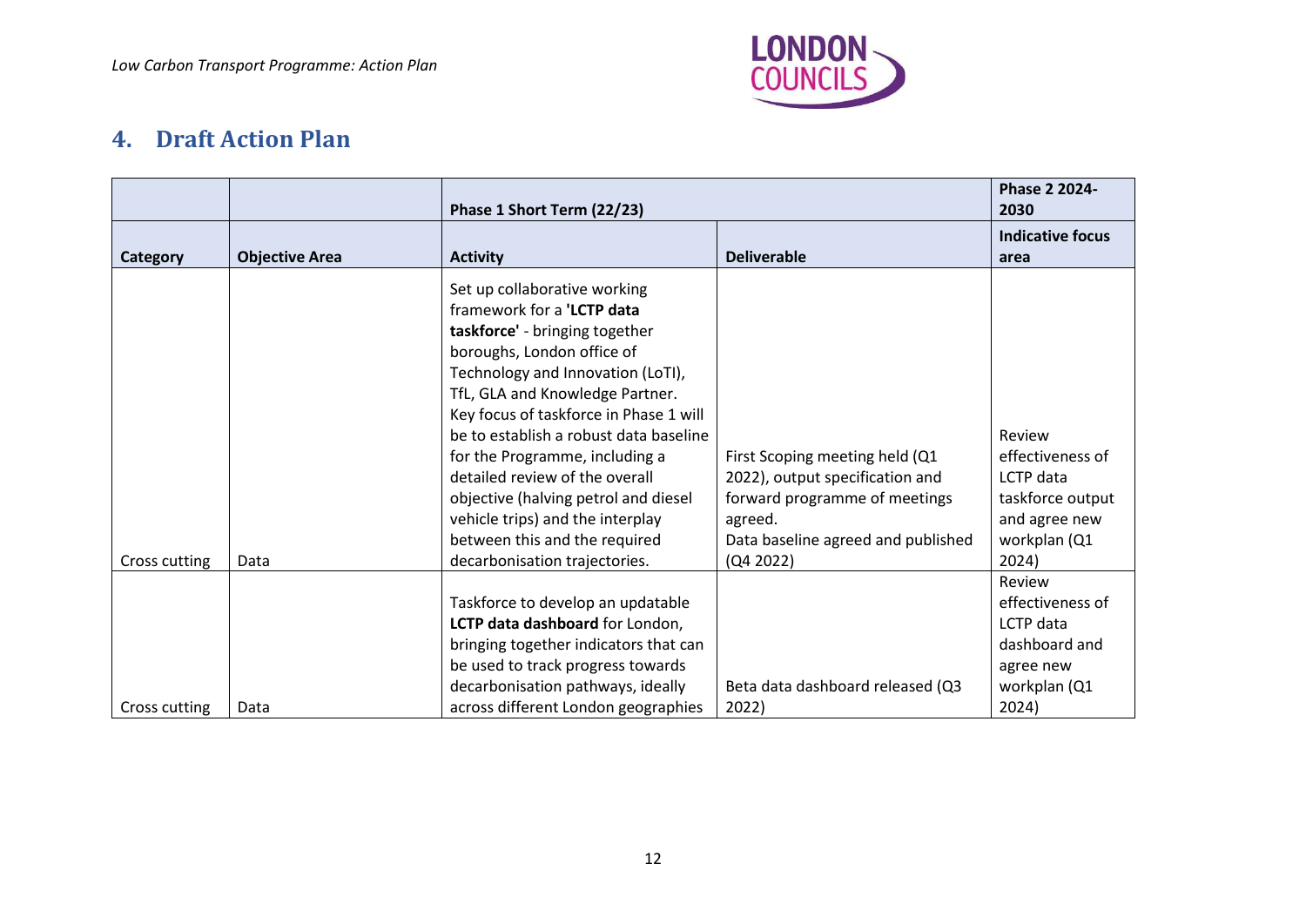## 4. Draft Action Plan

| | | Phase 1 Short Term (22/23) | | Phase 2 2024-2030 |
|---|---|---|---|---|
| **Category** | **Objective Area** | **Activity** | **Deliverable** | **Indicative focus area** |
| Cross cutting | Data | Set up collaborative working framework for a **'LCTP data taskforce'** - bringing together boroughs, London office of Technology and Innovation (LoTI), TfL, GLA and Knowledge Partner. Key focus of taskforce in Phase 1 will be to establish a robust data baseline for the Programme, including a detailed review of the overall objective (halving petrol and diesel vehicle trips) and the interplay between this and the required decarbonisation trajectories. | First Scoping meeting held (Q1 2022), output specification and forward programme of meetings agreed.<br>Data baseline agreed and published (Q4 2022) | Review effectiveness of LCTP data taskforce output and agree new workplan (Q1 2024) |
| Cross cutting | Data | Taskforce to develop an updatable **LCTP data dashboard** for London, bringing together indicators that can be used to track progress towards decarbonisation pathways, ideally across different London geographies | Beta data dashboard released (Q3 2022) | Review effectiveness of LCTP data dashboard and agree new workplan (Q1 2024) |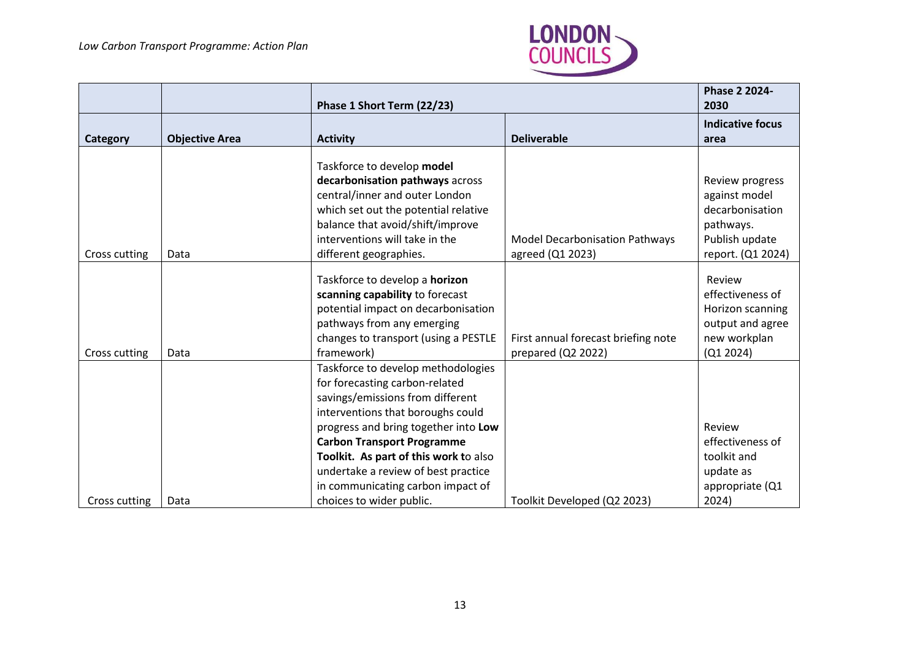| | | Phase 1 Short Term (22/23) | | Phase 2 2024-2030 |
|---|---|---|---|---|
| **Category** | **Objective Area** | **Activity** | **Deliverable** | **Indicative focus area** |
| Cross cutting | Data | Taskforce to develop **model decarbonisation pathways** across central/inner and outer London which set out the potential relative balance that avoid/shift/improve interventions will take in the different geographies. | Model Decarbonisation Pathways agreed (Q1 2023) | Review progress against model decarbonisation pathways. Publish update report. (Q1 2024) |
| Cross cutting | Data | Taskforce to develop a **horizon scanning capability** to forecast potential impact on decarbonisation pathways from any emerging changes to transport (using a PESTLE framework) | First annual forecast briefing note prepared (Q2 2022) | Review effectiveness of Horizon scanning output and agree new workplan (Q1 2024) |
| Cross cutting | Data | Taskforce to develop methodologies for forecasting carbon-related savings/emissions from different interventions that boroughs could progress and bring together into **Low Carbon Transport Programme Toolkit. As part of this work t**o also undertake a review of best practice in communicating carbon impact of choices to wider public. | Toolkit Developed (Q2 2023) | Review effectiveness of toolkit and update as appropriate (Q1 2024) |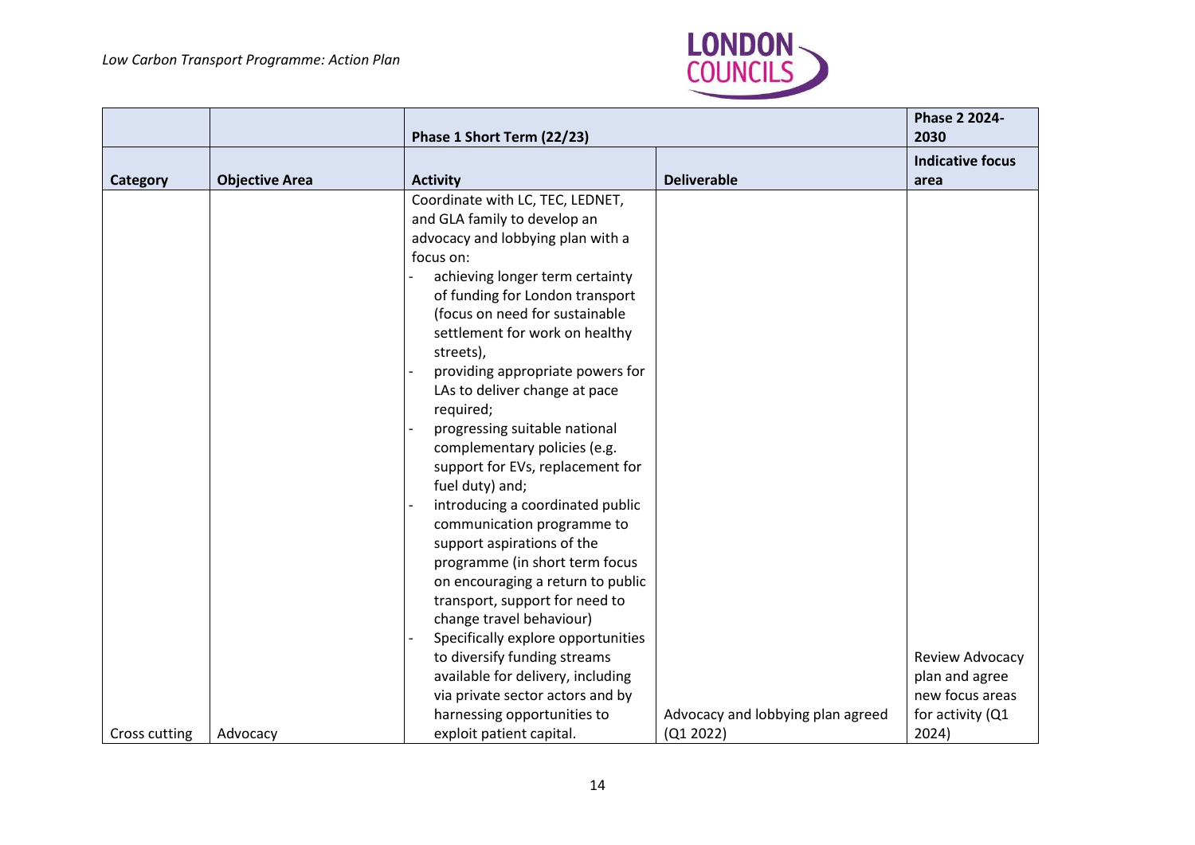| | | Phase 1 Short Term (22/23) | | Phase 2 2024-2030 |
|---|---|---|---|---|
| **Category** | **Objective Area** | **Activity** | **Deliverable** | **Indicative focus area** |
| Cross cutting | Advocacy | Coordinate with LC, TEC, LEDNET, and GLA family to develop an advocacy and lobbying plan with a focus on:<br>- achieving longer term certainty of funding for London transport (focus on need for sustainable settlement for work on healthy streets),<br>- providing appropriate powers for LAs to deliver change at pace required;<br>- progressing suitable national complementary policies (e.g. support for EVs, replacement for fuel duty) and;<br>- introducing a coordinated public communication programme to support aspirations of the programme (in short term focus on encouraging a return to public transport, support for need to change travel behaviour)<br>- Specifically explore opportunities to diversify funding streams available for delivery, including via private sector actors and by harnessing opportunities to exploit patient capital. | Advocacy and lobbying plan agreed (Q1 2022) | Review Advocacy plan and agree new focus areas for activity (Q1 2024) |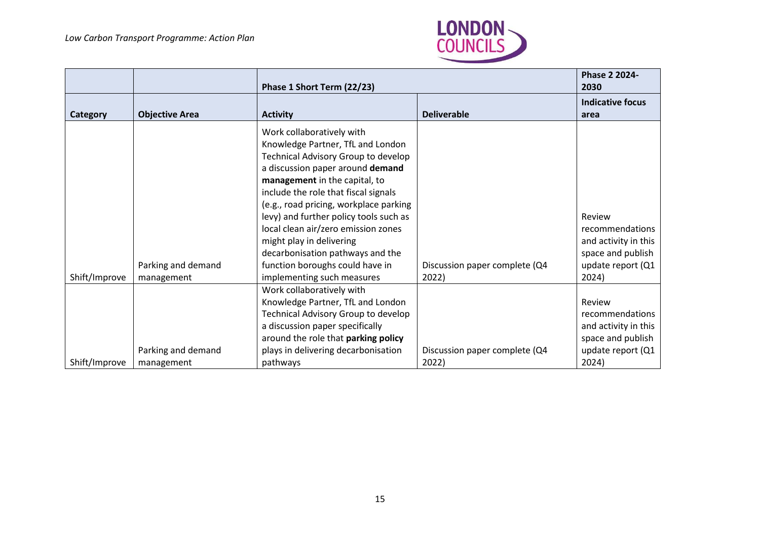| | | Phase 1 Short Term (22/23) | | Phase 2 2024-2030 |
|---|---|---|---|---|
| **Category** | **Objective Area** | **Activity** | **Deliverable** | **Indicative focus area** |
| Shift/Improve | Parking and demand management | Work collaboratively with Knowledge Partner, TfL and London Technical Advisory Group to develop a discussion paper around **demand management** in the capital, to include the role that fiscal signals (e.g., road pricing, workplace parking levy) and further policy tools such as local clean air/zero emission zones might play in delivering decarbonisation pathways and the function boroughs could have in implementing such measures | Discussion paper complete (Q4 2022) | Review recommendations and activity in this space and publish update report (Q1 2024) |
| Shift/Improve | Parking and demand management | Work collaboratively with Knowledge Partner, TfL and London Technical Advisory Group to develop a discussion paper specifically around the role that **parking policy** plays in delivering decarbonisation pathways | Discussion paper complete (Q4 2022) | Review recommendations and activity in this space and publish update report (Q1 2024) |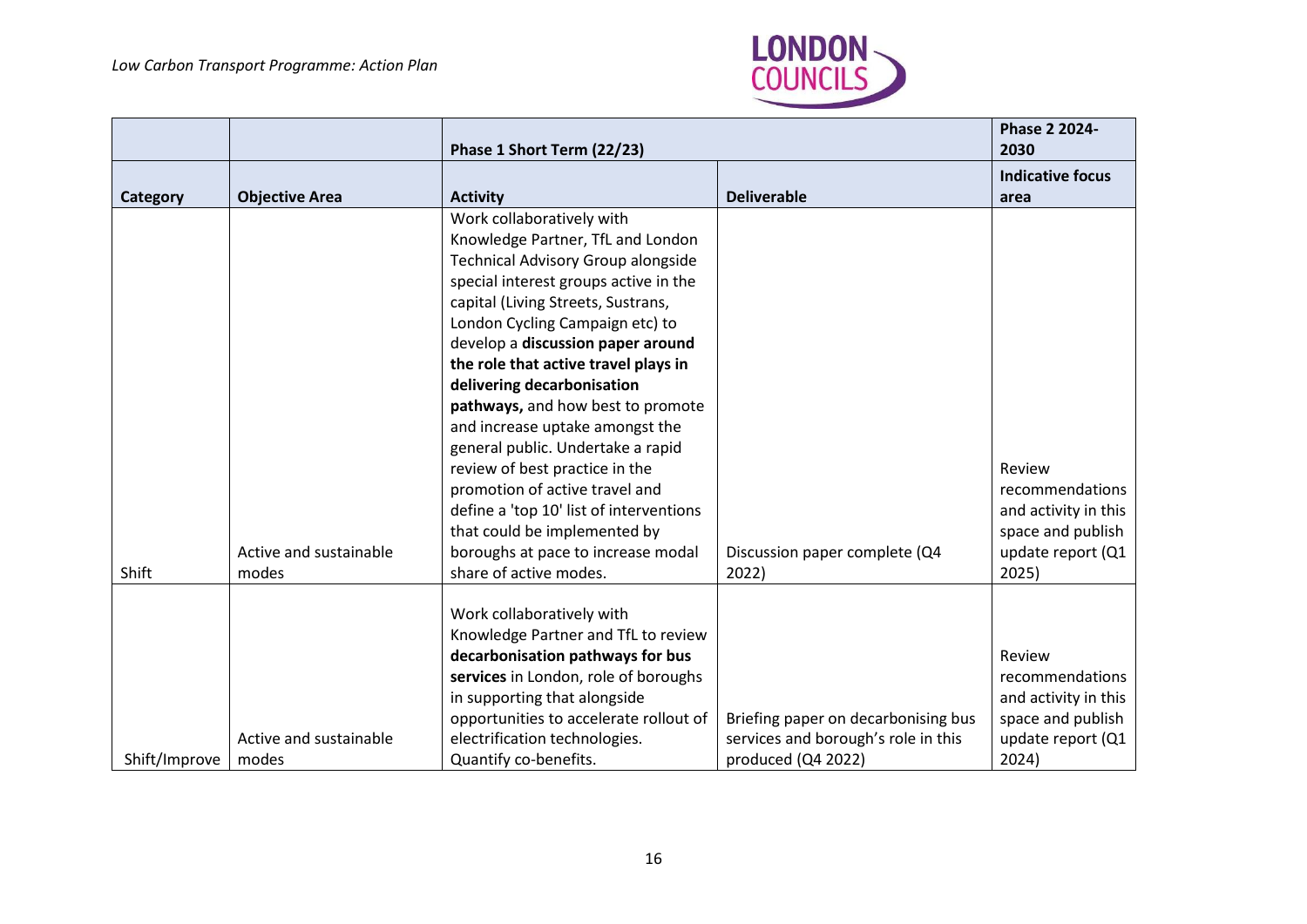| | | Phase 1 Short Term (22/23) | | Phase 2 2024-2030 |
|---|---|---|---|---|
| **Category** | **Objective Area** | **Activity** | **Deliverable** | **Indicative focus area** |
| Shift | Active and sustainable modes | Work collaboratively with Knowledge Partner, TfL and London Technical Advisory Group alongside special interest groups active in the capital (Living Streets, Sustrans, London Cycling Campaign etc) to develop a **discussion paper around the role that active travel plays in delivering decarbonisation pathways,** and how best to promote and increase uptake amongst the general public. Undertake a rapid review of best practice in the promotion of active travel and define a 'top 10' list of interventions that could be implemented by boroughs at pace to increase modal share of active modes. | Discussion paper complete (Q4 2022) | Review recommendations and activity in this space and publish update report (Q1 2025) |
| Shift/Improve | Active and sustainable modes | Work collaboratively with Knowledge Partner and TfL to review **decarbonisation pathways for bus services** in London, role of boroughs in supporting that alongside opportunities to accelerate rollout of electrification technologies. Quantify co-benefits. | Briefing paper on decarbonising bus services and borough's role in this produced (Q4 2022) | Review recommendations and activity in this space and publish update report (Q1 2024) |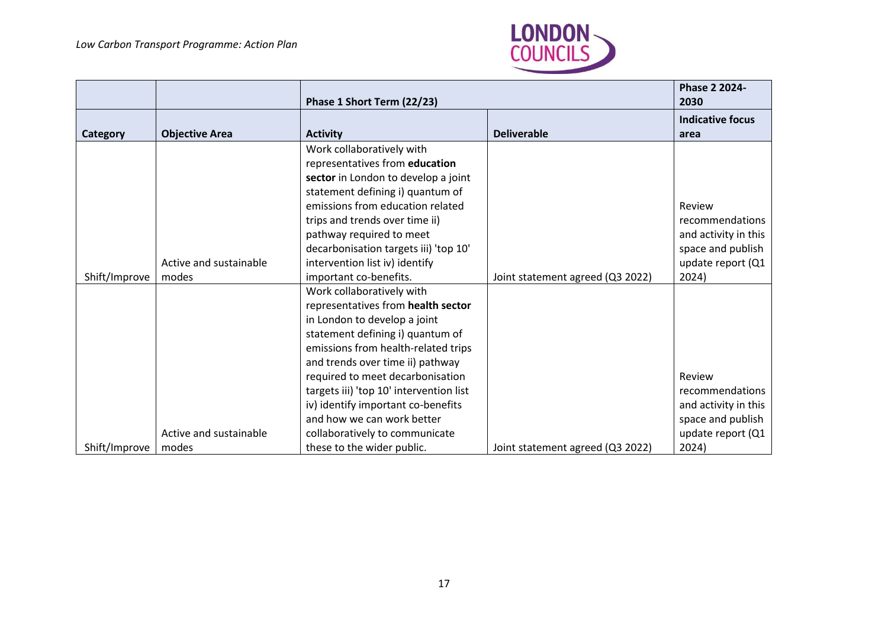| | | Phase 1 Short Term (22/23) | | Phase 2 2024-2030 |
|---|---|---|---|---|
| **Category** | **Objective Area** | **Activity** | **Deliverable** | **Indicative focus area** |
| Shift/Improve | Active and sustainable modes | Work collaboratively with representatives from **education sector** in London to develop a joint statement defining i) quantum of emissions from education related trips and trends over time ii) pathway required to meet decarbonisation targets iii) 'top 10' intervention list iv) identify important co-benefits. | Joint statement agreed (Q3 2022) | Review recommendations and activity in this space and publish update report (Q1 2024) |
| Shift/Improve | Active and sustainable modes | Work collaboratively with representatives from **health sector** in London to develop a joint statement defining i) quantum of emissions from health-related trips and trends over time ii) pathway required to meet decarbonisation targets iii) 'top 10' intervention list iv) identify important co-benefits and how we can work better collaboratively to communicate these to the wider public. | Joint statement agreed (Q3 2022) | Review recommendations and activity in this space and publish update report (Q1 2024) |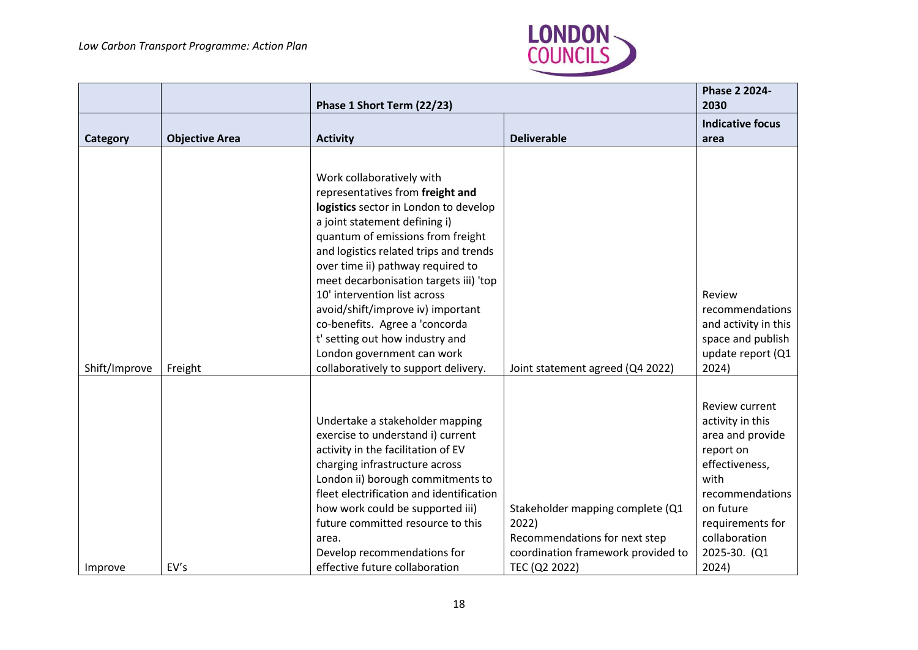| | | Phase 1 Short Term (22/23) | | Phase 2 2024-2030 |
|---|---|---|---|---|
| **Category** | **Objective Area** | **Activity** | **Deliverable** | **Indicative focus area** |
| Shift/Improve | Freight | Work collaboratively with representatives from **freight and logistics** sector in London to develop a joint statement defining i) quantum of emissions from freight and logistics related trips and trends over time ii) pathway required to meet decarbonisation targets iii) 'top 10' intervention list across avoid/shift/improve iv) important co-benefits. Agree a 'concorda t' setting out how industry and London government can work collaboratively to support delivery. | Joint statement agreed (Q4 2022) | Review recommendations and activity in this space and publish update report (Q1 2024) |
| Improve | EV's | Undertake a stakeholder mapping exercise to understand i) current activity in the facilitation of EV charging infrastructure across London ii) borough commitments to fleet electrification and identification how work could be supported iii) future committed resource to this area. Develop recommendations for effective future collaboration | Stakeholder mapping complete (Q1 2022) Recommendations for next step coordination framework provided to TEC (Q2 2022) | Review current activity in this area and provide report on effectiveness, with recommendations on future requirements for collaboration 2025-30. (Q1 2024) |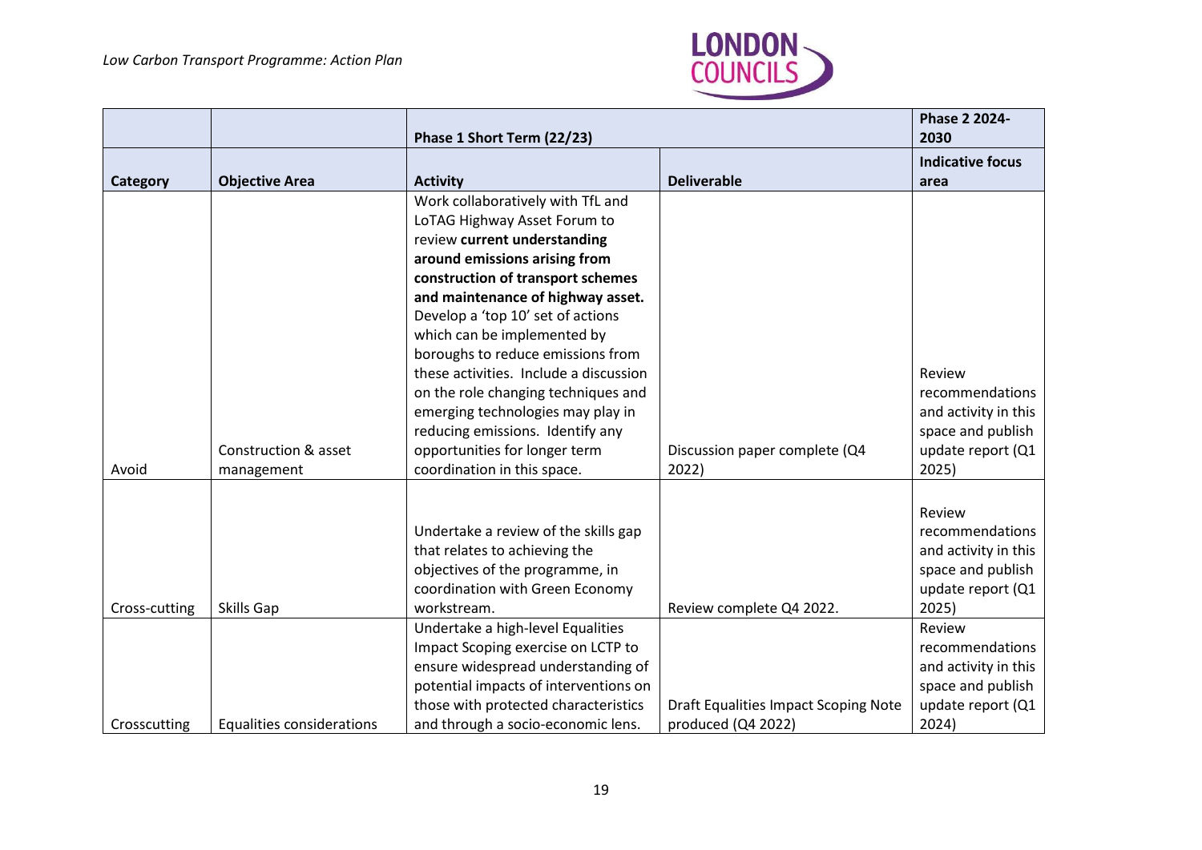| | | Phase 1 Short Term (22/23) | | Phase 2 2024-2030 |
|---|---|---|---|---|
| **Category** | **Objective Area** | **Activity** | **Deliverable** | **Indicative focus area** |
| Avoid | Construction & asset management | Work collaboratively with TfL and LoTAG Highway Asset Forum to review **current understanding around emissions arising from construction of transport schemes and maintenance of highway asset.** Develop a 'top 10' set of actions which can be implemented by boroughs to reduce emissions from these activities. Include a discussion on the role changing techniques and emerging technologies may play in reducing emissions. Identify any opportunities for longer term coordination in this space. | Discussion paper complete (Q4 2022) | Review recommendations and activity in this space and publish update report (Q1 2025) |
| Cross-cutting | Skills Gap | Undertake a review of the skills gap that relates to achieving the objectives of the programme, in coordination with Green Economy workstream. | Review complete Q4 2022. | Review recommendations and activity in this space and publish update report (Q1 2025) |
| Crosscutting | Equalities considerations | Undertake a high-level Equalities Impact Scoping exercise on LCTP to ensure widespread understanding of potential impacts of interventions on those with protected characteristics and through a socio-economic lens. | Draft Equalities Impact Scoping Note produced (Q4 2022) | Review recommendations and activity in this space and publish update report (Q1 2024) |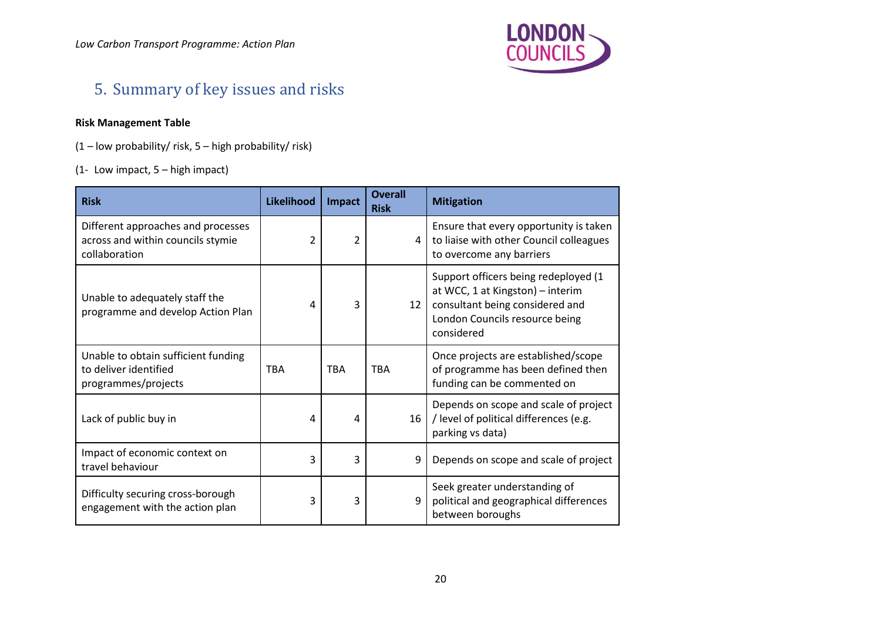## 5. Summary of key issues and risks

**Risk Management Table**

(1 – low probability/ risk, 5 – high probability/ risk)

(1- Low impact, 5 – high impact)

| Risk | Likelihood | Impact | Overall Risk | Mitigation |
|---|---|---|---|---|
| Different approaches and processes across and within councils stymie collaboration | 2 | 2 | 4 | Ensure that every opportunity is taken to liaise with other Council colleagues to overcome any barriers |
| Unable to adequately staff the programme and develop Action Plan | 4 | 3 | 12 | Support officers being redeployed (1 at WCC, 1 at Kingston) – interim consultant being considered and London Councils resource being considered |
| Unable to obtain sufficient funding to deliver identified programmes/projects | TBA | TBA | TBA | Once projects are established/scope of programme has been defined then funding can be commented on |
| Lack of public buy in | 4 | 4 | 16 | Depends on scope and scale of project / level of political differences (e.g. parking vs data) |
| Impact of economic context on travel behaviour | 3 | 3 | 9 | Depends on scope and scale of project |
| Difficulty securing cross-borough engagement with the action plan | 3 | 3 | 9 | Seek greater understanding of political and geographical differences between boroughs |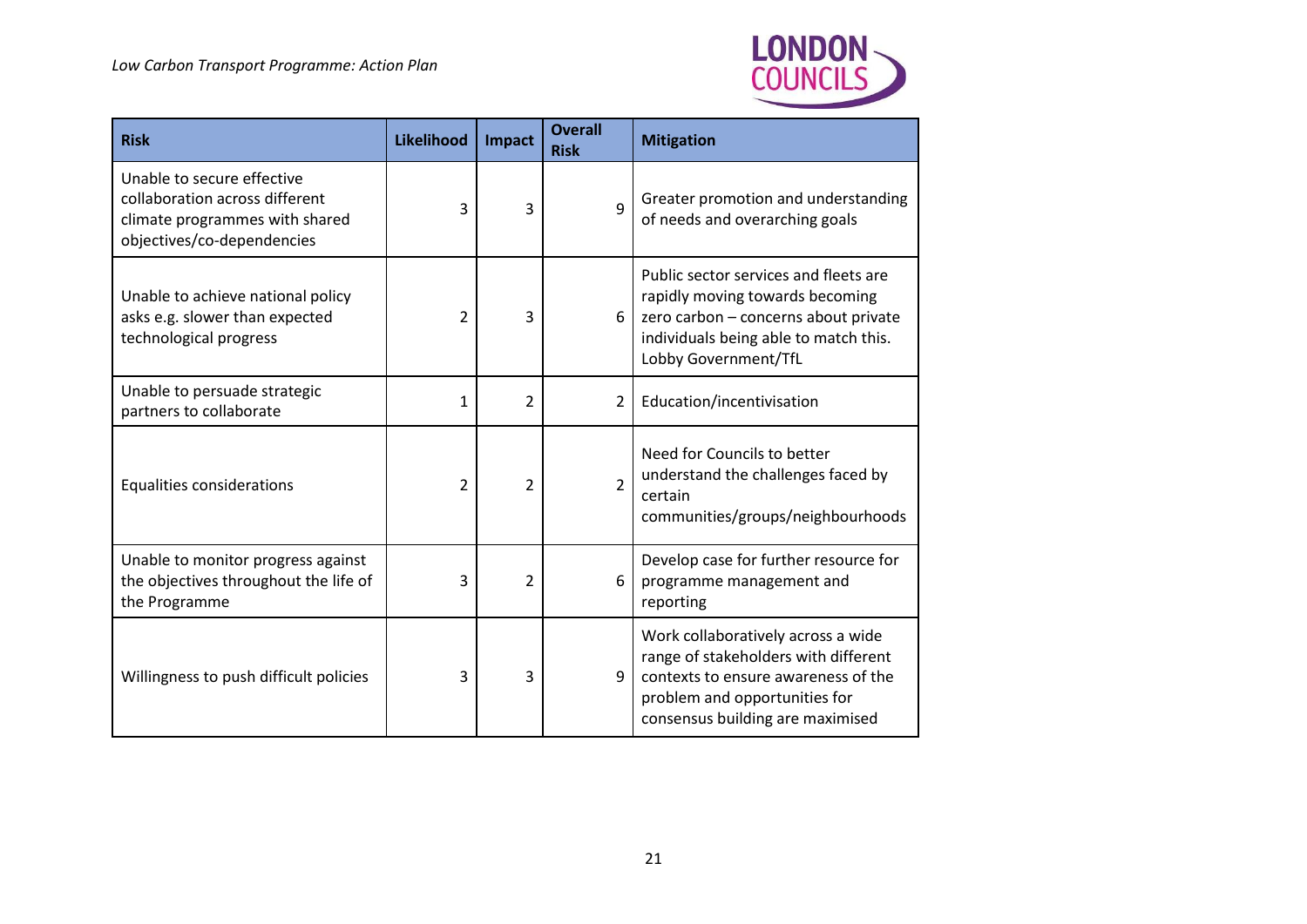| Risk | Likelihood | Impact | Overall Risk | Mitigation |
|---|---|---|---|---|
| Unable to secure effective collaboration across different climate programmes with shared objectives/co-dependencies | 3 | 3 | 9 | Greater promotion and understanding of needs and overarching goals |
| Unable to achieve national policy asks e.g. slower than expected technological progress | 2 | 3 | 6 | Public sector services and fleets are rapidly moving towards becoming zero carbon – concerns about private individuals being able to match this. Lobby Government/TfL |
| Unable to persuade strategic partners to collaborate | 1 | 2 | 2 | Education/incentivisation |
| Equalities considerations | 2 | 2 | 2 | Need for Councils to better understand the challenges faced by certain communities/groups/neighbourhoods |
| Unable to monitor progress against the objectives throughout the life of the Programme | 3 | 2 | 6 | Develop case for further resource for programme management and reporting |
| Willingness to push difficult policies | 3 | 3 | 9 | Work collaboratively across a wide range of stakeholders with different contexts to ensure awareness of the problem and opportunities for consensus building are maximised |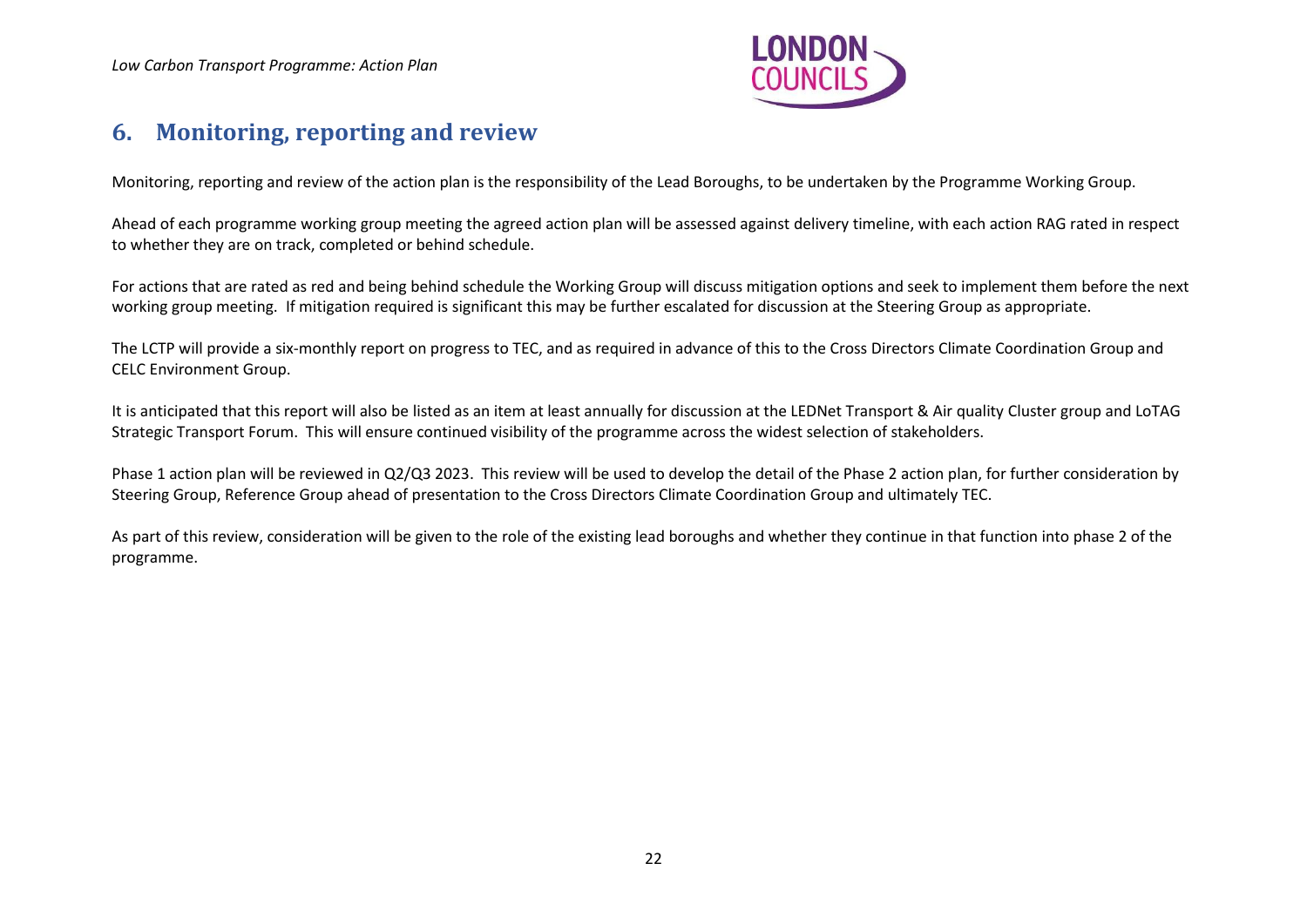## 6. Monitoring, reporting and review

Monitoring, reporting and review of the action plan is the responsibility of the Lead Boroughs, to be undertaken by the Programme Working Group.

Ahead of each programme working group meeting the agreed action plan will be assessed against delivery timeline, with each action RAG rated in respect to whether they are on track, completed or behind schedule.

For actions that are rated as red and being behind schedule the Working Group will discuss mitigation options and seek to implement them before the next working group meeting. If mitigation required is significant this may be further escalated for discussion at the Steering Group as appropriate.

The LCTP will provide a six-monthly report on progress to TEC, and as required in advance of this to the Cross Directors Climate Coordination Group and CELC Environment Group.

It is anticipated that this report will also be listed as an item at least annually for discussion at the LEDNet Transport & Air quality Cluster group and LoTAG Strategic Transport Forum. This will ensure continued visibility of the programme across the widest selection of stakeholders.

Phase 1 action plan will be reviewed in Q2/Q3 2023. This review will be used to develop the detail of the Phase 2 action plan, for further consideration by Steering Group, Reference Group ahead of presentation to the Cross Directors Climate Coordination Group and ultimately TEC.

As part of this review, consideration will be given to the role of the existing lead boroughs and whether they continue in that function into phase 2 of the programme.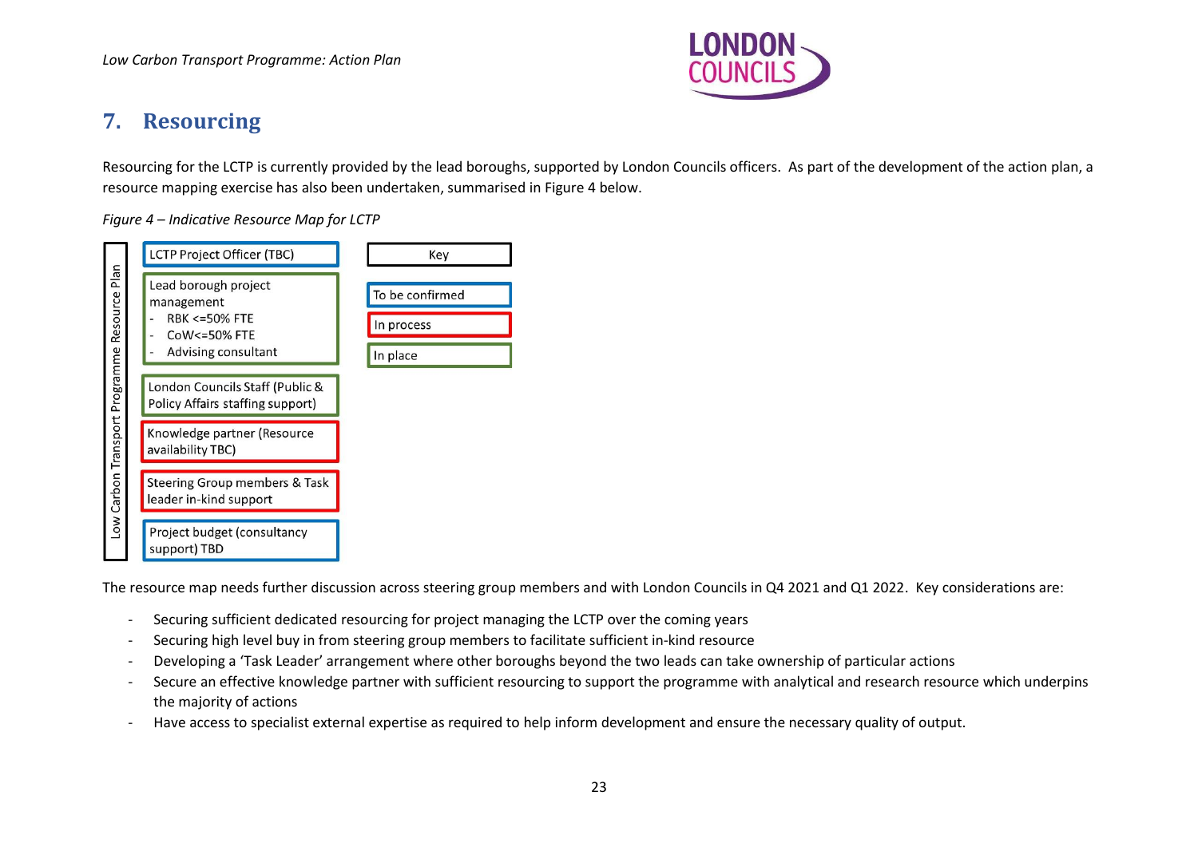## 7. Resourcing

Resourcing for the LCTP is currently provided by the lead boroughs, supported by London Councils officers. As part of the development of the action plan, a resource mapping exercise has also been undertaken, summarised in Figure 4 below.

*Figure 4 – Indicative Resource Map for LCTP*

**Low Carbon Transport Programme Resource Plan**

| Resource | Status |
| --- | --- |
| LCTP Project Officer (TBC) | To be confirmed |
| Lead borough project management<br>- RBK <=50% FTE<br>- CoW<=50% FTE<br>- Advising consultant | In place |
| London Councils Staff (Public & Policy Affairs staffing support) | In place |
| Knowledge partner (Resource availability TBC) | In process |
| Steering Group members & Task leader in-kind support | In process |
| Project budget (consultancy support) TBD | To be confirmed |

Key: To be confirmed; In process; In place

The resource map needs further discussion across steering group members and with London Councils in Q4 2021 and Q1 2022. Key considerations are:

- Securing sufficient dedicated resourcing for project managing the LCTP over the coming years
- Securing high level buy in from steering group members to facilitate sufficient in-kind resource
- Developing a 'Task Leader' arrangement where other boroughs beyond the two leads can take ownership of particular actions
- Secure an effective knowledge partner with sufficient resourcing to support the programme with analytical and research resource which underpins the majority of actions
- Have access to specialist external expertise as required to help inform development and ensure the necessary quality of output.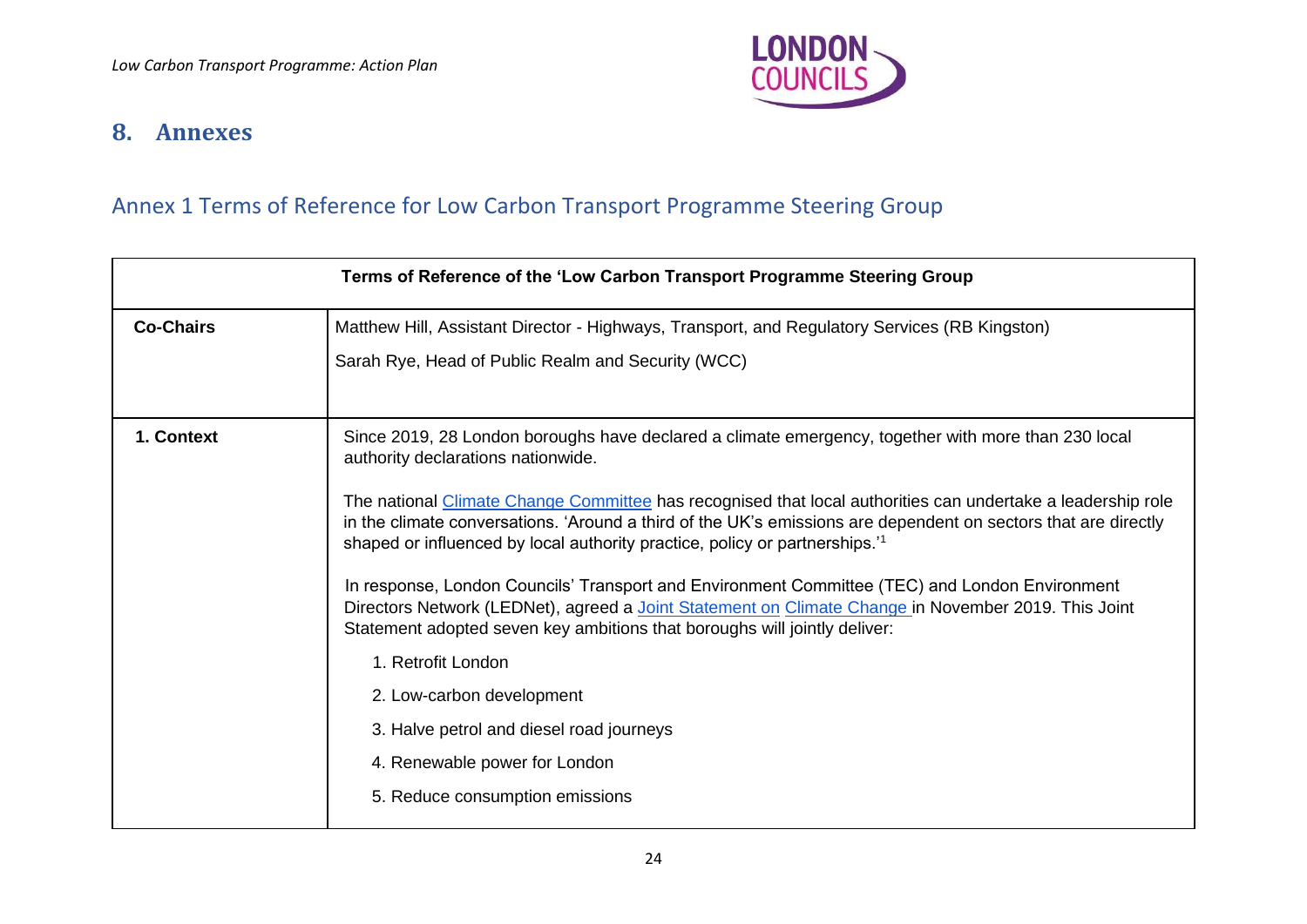## 8. Annexes

### Annex 1 Terms of Reference for Low Carbon Transport Programme Steering Group

| Terms of Reference of the 'Low Carbon Transport Programme Steering Group | |
|---|---|
| **Co-Chairs** | Matthew Hill, Assistant Director - Highways, Transport, and Regulatory Services (RB Kingston)<br><br>Sarah Rye, Head of Public Realm and Security (WCC) |
| **1. Context** | Since 2019, 28 London boroughs have declared a climate emergency, together with more than 230 local authority declarations nationwide.<br><br>The national Climate Change Committee has recognised that local authorities can undertake a leadership role in the climate conversations. 'Around a third of the UK's emissions are dependent on sectors that are directly shaped or influenced by local authority practice, policy or partnerships.'[1]<br><br>In response, London Councils' Transport and Environment Committee (TEC) and London Environment Directors Network (LEDNet), agreed a Joint Statement on Climate Change in November 2019. This Joint Statement adopted seven key ambitions that boroughs will jointly deliver:<br><br>1. Retrofit London<br>2. Low-carbon development<br>3. Halve petrol and diesel road journeys<br>4. Renewable power for London<br>5. Reduce consumption emissions |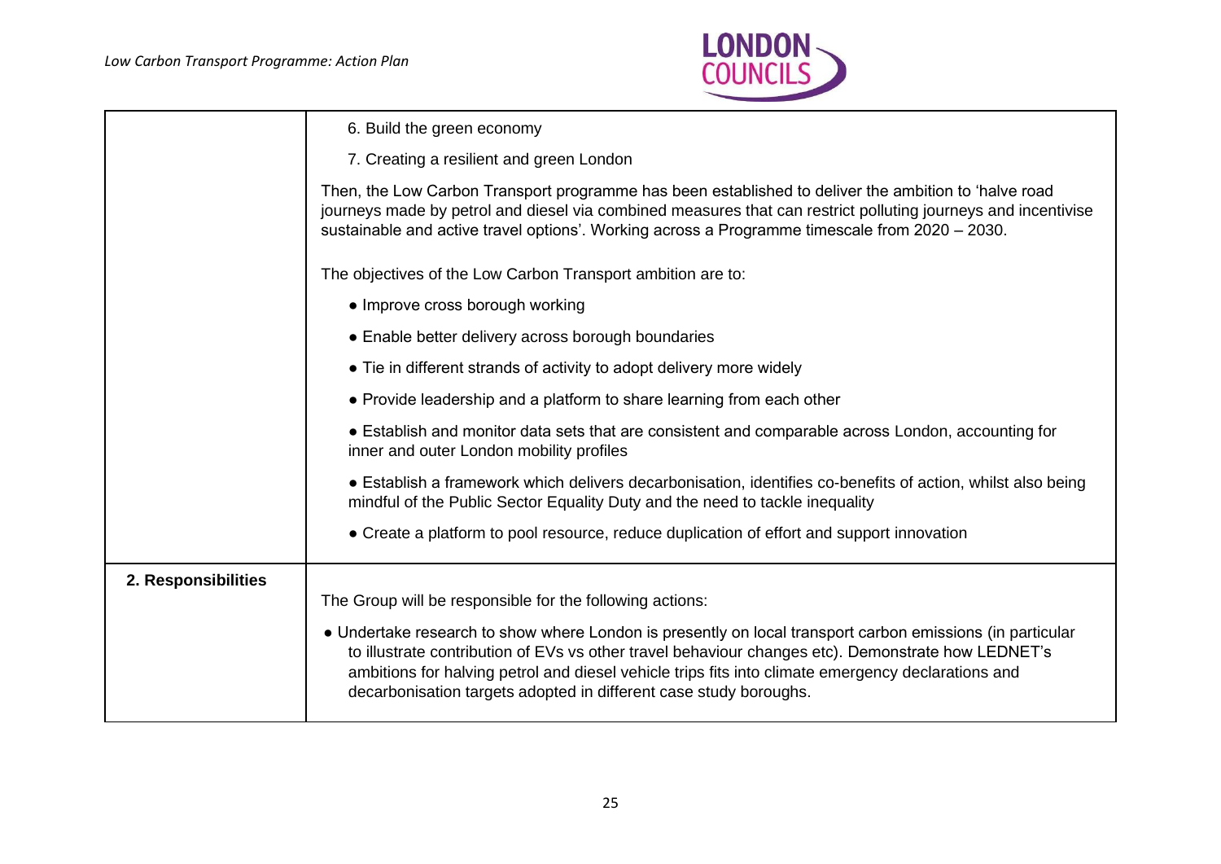| | |
|---|---|
| | 6. Build the green economy<br><br>7. Creating a resilient and green London<br><br>Then, the Low Carbon Transport programme has been established to deliver the ambition to 'halve road journeys made by petrol and diesel via combined measures that can restrict polluting journeys and incentivise sustainable and active travel options'. Working across a Programme timescale from 2020 – 2030.<br><br>The objectives of the Low Carbon Transport ambition are to:<br><br>● Improve cross borough working<br><br>● Enable better delivery across borough boundaries<br><br>● Tie in different strands of activity to adopt delivery more widely<br><br>● Provide leadership and a platform to share learning from each other<br><br>● Establish and monitor data sets that are consistent and comparable across London, accounting for inner and outer London mobility profiles<br><br>● Establish a framework which delivers decarbonisation, identifies co-benefits of action, whilst also being mindful of the Public Sector Equality Duty and the need to tackle inequality<br><br>● Create a platform to pool resource, reduce duplication of effort and support innovation |
| **2. Responsibilities** | The Group will be responsible for the following actions:<br><br>● Undertake research to show where London is presently on local transport carbon emissions (in particular to illustrate contribution of EVs vs other travel behaviour changes etc). Demonstrate how LEDNET's ambitions for halving petrol and diesel vehicle trips fits into climate emergency declarations and decarbonisation targets adopted in different case study boroughs. |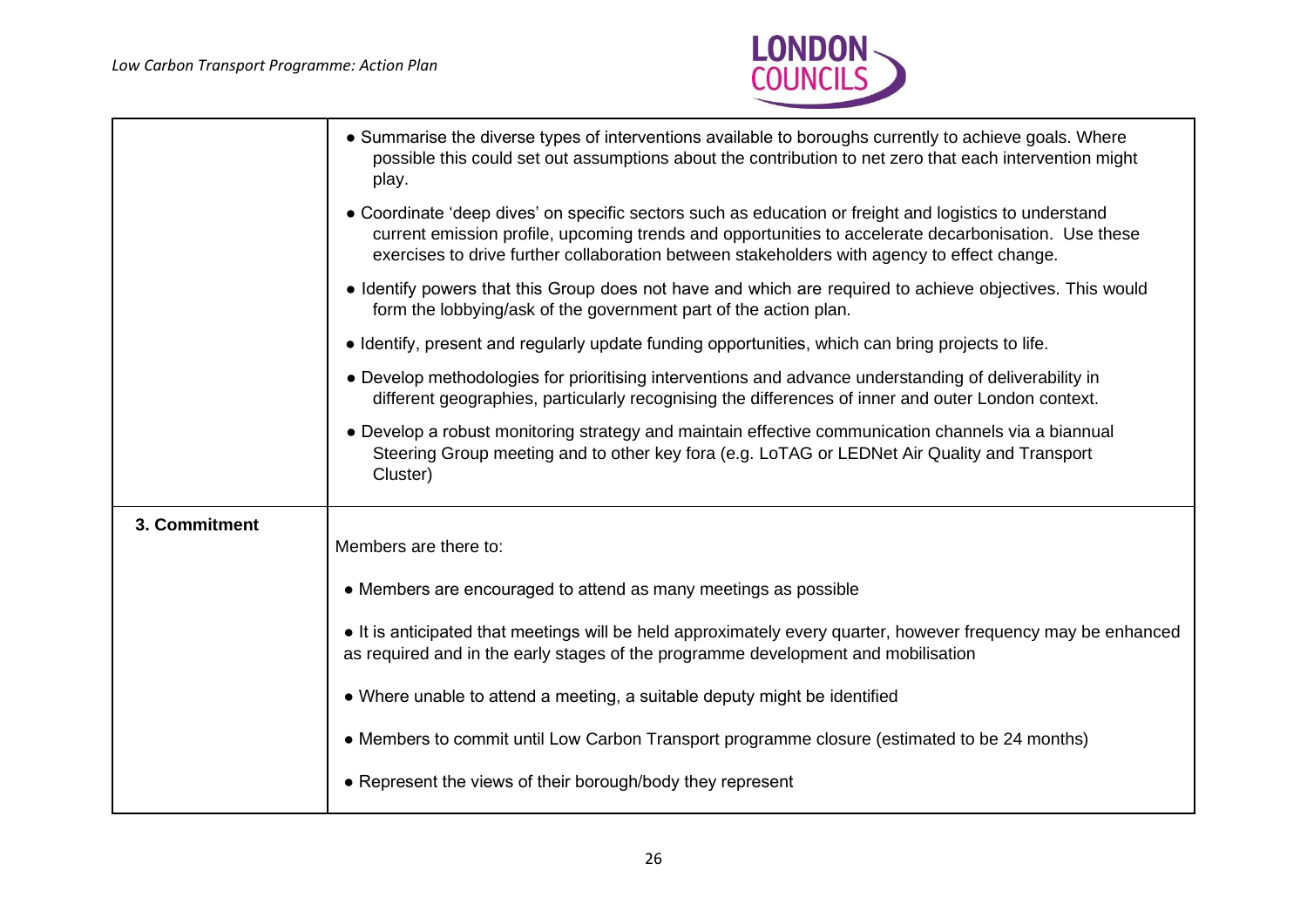| | |
|---|---|
| | • Summarise the diverse types of interventions available to boroughs currently to achieve goals. Where possible this could set out assumptions about the contribution to net zero that each intervention might play.<br>• Coordinate 'deep dives' on specific sectors such as education or freight and logistics to understand current emission profile, upcoming trends and opportunities to accelerate decarbonisation. Use these exercises to drive further collaboration between stakeholders with agency to effect change.<br>• Identify powers that this Group does not have and which are required to achieve objectives. This would form the lobbying/ask of the government part of the action plan.<br>• Identify, present and regularly update funding opportunities, which can bring projects to life.<br>• Develop methodologies for prioritising interventions and advance understanding of deliverability in different geographies, particularly recognising the differences of inner and outer London context.<br>• Develop a robust monitoring strategy and maintain effective communication channels via a biannual Steering Group meeting and to other key fora (e.g. LoTAG or LEDNet Air Quality and Transport Cluster) |
| **3. Commitment** | Members are there to:<br>• Members are encouraged to attend as many meetings as possible<br>• It is anticipated that meetings will be held approximately every quarter, however frequency may be enhanced as required and in the early stages of the programme development and mobilisation<br>• Where unable to attend a meeting, a suitable deputy might be identified<br>• Members to commit until Low Carbon Transport programme closure (estimated to be 24 months)<br>• Represent the views of their borough/body they represent |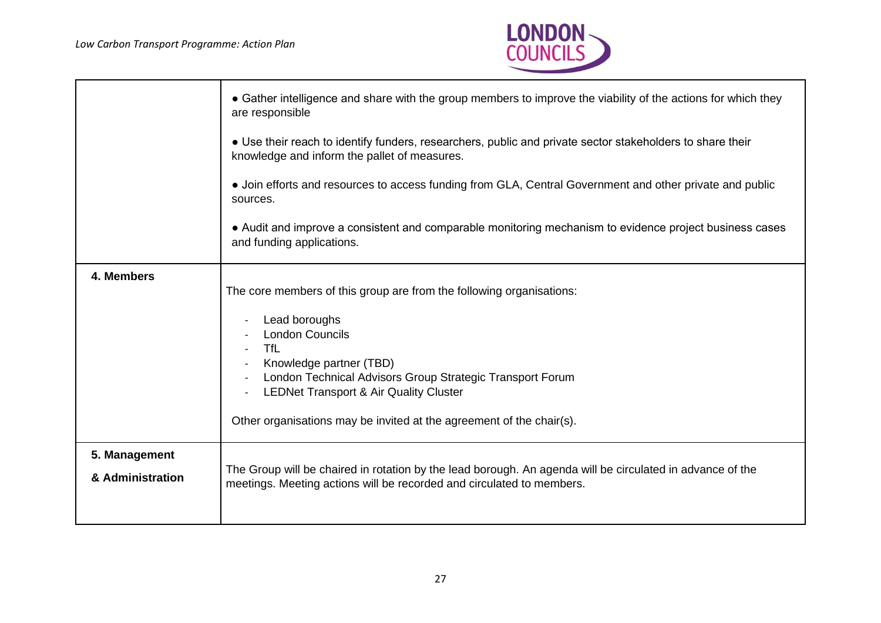| | |
|---|---|
| | • Gather intelligence and share with the group members to improve the viability of the actions for which they are responsible<br><br>• Use their reach to identify funders, researchers, public and private sector stakeholders to share their knowledge and inform the pallet of measures.<br><br>• Join efforts and resources to access funding from GLA, Central Government and other private and public sources.<br><br>• Audit and improve a consistent and comparable monitoring mechanism to evidence project business cases and funding applications. |
| **4. Members** | The core members of this group are from the following organisations:<br><br>- Lead boroughs<br>- London Councils<br>- TfL<br>- Knowledge partner (TBD)<br>- London Technical Advisors Group Strategic Transport Forum<br>- LEDNet Transport & Air Quality Cluster<br><br>Other organisations may be invited at the agreement of the chair(s). |
| **5. Management & Administration** | The Group will be chaired in rotation by the lead borough. An agenda will be circulated in advance of the meetings. Meeting actions will be recorded and circulated to members. |